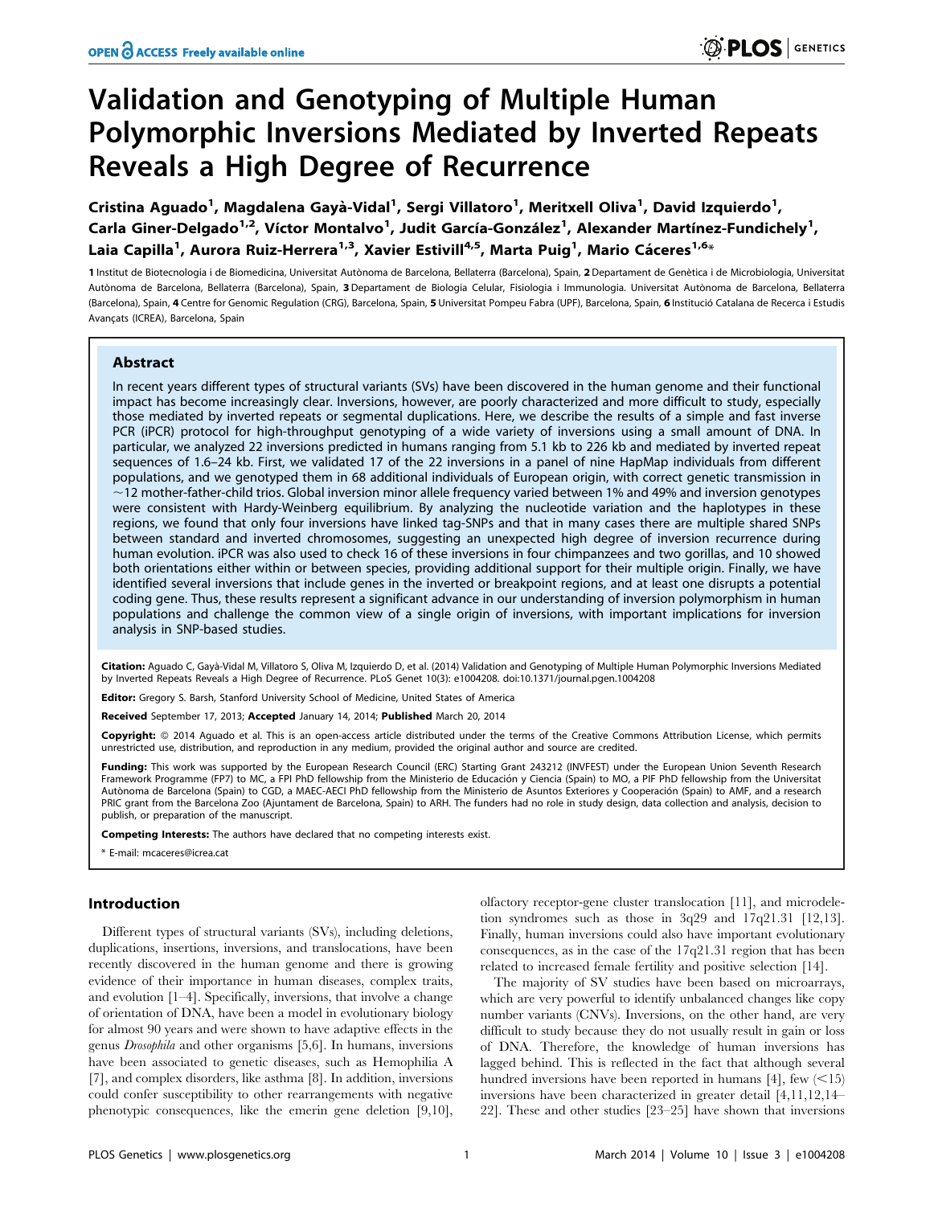# Validation and Genotyping of Multiple Human Polymorphic Inversions Mediated by Inverted Repeats Reveals a High Degree of Recurrence

Cristina Aguado[1], Magdalena Gayà-Vidal[1], Sergi Villatoro[1], Meritxell Oliva[1], David Izquierdo[1], Carla Giner-Delgado[1,2], Víctor Montalvo[1], Judit García-González[1], Alexander Martínez-Fundichely[1], Laia Capilla[1], Aurora Ruiz-Herrera[1,3], Xavier Estivill[4,5], Marta Puig[1], Mario Cáceres[1,6]*

1 Institut de Biotecnologia i de Biomedicina, Universitat Autònoma de Barcelona, Bellaterra (Barcelona), Spain, 2 Departament de Genètica i de Microbiologia, Universitat Autònoma de Barcelona, Bellaterra (Barcelona), Spain, 3 Departament de Biologia Cel·lular, Fisiologia i Immunologia. Universitat Autònoma de Barcelona, Bellaterra (Barcelona), Spain, 4 Centre for Genomic Regulation (CRG), Barcelona, Spain, 5 Universitat Pompeu Fabra (UPF), Barcelona, Spain, 6 Institució Catalana de Recerca i Estudis Avançats (ICREA), Barcelona, Spain

## Abstract

In recent years different types of structural variants (SVs) have been discovered in the human genome and their functional impact has become increasingly clear. Inversions, however, are poorly characterized and more difficult to study, especially those mediated by inverted repeats or segmental duplications. Here, we describe the results of a simple and fast inverse PCR (iPCR) protocol for high-throughput genotyping of a wide variety of inversions using a small amount of DNA. In particular, we analyzed 22 inversions predicted in humans ranging from 5.1 kb to 226 kb and mediated by inverted repeat sequences of 1.6–24 kb. First, we validated 17 of the 22 inversions in a panel of nine HapMap individuals from different populations, and we genotyped them in 68 additional individuals of European origin, with correct genetic transmission in ~12 mother-father-child trios. Global inversion minor allele frequency varied between 1% and 49% and inversion genotypes were consistent with Hardy-Weinberg equilibrium. By analyzing the nucleotide variation and the haplotypes in these regions, we found that only four inversions have linked tag-SNPs and that in many cases there are multiple shared SNPs between standard and inverted chromosomes, suggesting an unexpected high degree of inversion recurrence during human evolution. iPCR was also used to check 16 of these inversions in four chimpanzees and two gorillas, and 10 showed both orientations either within or between species, providing additional support for their multiple origin. Finally, we have identified several inversions that include genes in the inverted or breakpoint regions, and at least one disrupts a potential coding gene. Thus, these results represent a significant advance in our understanding of inversion polymorphism in human populations and challenge the common view of a single origin of inversions, with important implications for inversion analysis in SNP-based studies.

**Citation:** Aguado C, Gayà-Vidal M, Villatoro S, Oliva M, Izquierdo D, et al. (2014) Validation and Genotyping of Multiple Human Polymorphic Inversions Mediated by Inverted Repeats Reveals a High Degree of Recurrence. PLoS Genet 10(3): e1004208. doi:10.1371/journal.pgen.1004208

**Editor:** Gregory S. Barsh, Stanford University School of Medicine, United States of America

**Received** September 17, 2013; **Accepted** January 14, 2014; **Published** March 20, 2014

**Copyright:** © 2014 Aguado et al. This is an open-access article distributed under the terms of the Creative Commons Attribution License, which permits unrestricted use, distribution, and reproduction in any medium, provided the original author and source are credited.

**Funding:** This work was supported by the European Research Council (ERC) Starting Grant 243212 (INVFEST) under the European Union Seventh Research Framework Programme (FP7) to MC, a FPI PhD fellowship from the Ministerio de Educación y Ciencia (Spain) to MO, a PIF PhD fellowship from the Universitat Autònoma de Barcelona (Spain) to CGD, a MAEC-AECI PhD fellowship from the Ministerio de Asuntos Exteriores y Cooperación (Spain) to AMF, and a research PRIC grant from the Barcelona Zoo (Ajuntament de Barcelona, Spain) to ARH. The funders had no role in study design, data collection and analysis, decision to publish, or preparation of the manuscript.

**Competing Interests:** The authors have declared that no competing interests exist.

\* E-mail: mcaceres@icrea.cat

## Introduction

Different types of structural variants (SVs), including deletions, duplications, insertions, inversions, and translocations, have been recently discovered in the human genome and there is growing evidence of their importance in human diseases, complex traits, and evolution [1–4]. Specifically, inversions, that involve a change of orientation of DNA, have been a model in evolutionary biology for almost 90 years and were shown to have adaptive effects in the genus *Drosophila* and other organisms [5,6]. In humans, inversions have been associated to genetic diseases, such as Hemophilia A [7], and complex disorders, like asthma [8]. In addition, inversions could confer susceptibility to other rearrangements with negative phenotypic consequences, like the emerin gene deletion [9,10], olfactory receptor-gene cluster translocation [11], and microdeletion syndromes such as those in 3q29 and 17q21.31 [12,13]. Finally, human inversions could also have important evolutionary consequences, as in the case of the 17q21.31 region that has been related to increased female fertility and positive selection [14].

The majority of SV studies have been based on microarrays, which are very powerful to identify unbalanced changes like copy number variants (CNVs). Inversions, on the other hand, are very difficult to study because they do not usually result in gain or loss of DNA. Therefore, the knowledge of human inversions has lagged behind. This is reflected in the fact that although several hundred inversions have been reported in humans [4], few (<15) inversions have been characterized in greater detail [4,11,12,14–22]. These and other studies [23–25] have shown that inversions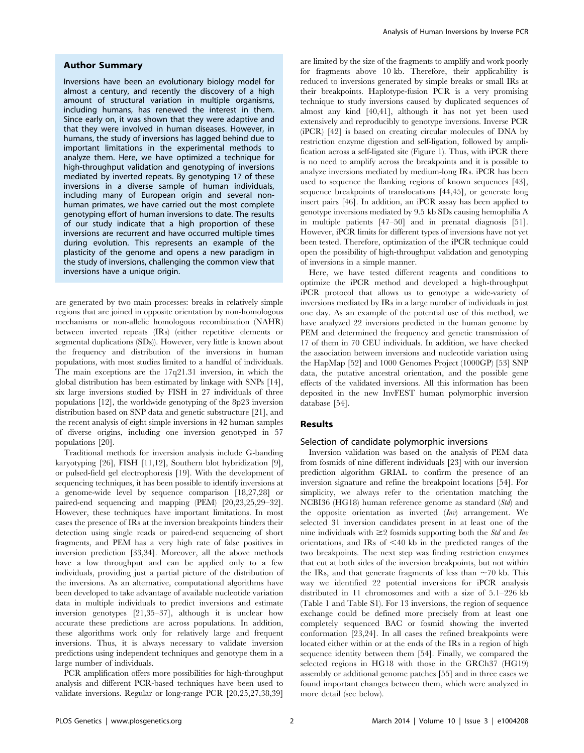## Author Summary

Inversions have been an evolutionary biology model for almost a century, and recently the discovery of a high amount of structural variation in multiple organisms, including humans, has renewed the interest in them. Since early on, it was shown that they were adaptive and that they were involved in human diseases. However, in humans, the study of inversions has lagged behind due to important limitations in the experimental methods to analyze them. Here, we have optimized a technique for high-throughput validation and genotyping of inversions mediated by inverted repeats. By genotyping 17 of these inversions in a diverse sample of human individuals, including many of European origin and several non-human primates, we have carried out the most complete genotyping effort of human inversions to date. The results of our study indicate that a high proportion of these inversions are recurrent and have occurred multiple times during evolution. This represents an example of the plasticity of the genome and opens a new paradigm in the study of inversions, challenging the common view that inversions have a unique origin.

are generated by two main processes: breaks in relatively simple regions that are joined in opposite orientation by non-homologous mechanisms or non-allelic homologous recombination (NAHR) between inverted repeats (IRs) (either repetitive elements or segmental duplications (SDs)). However, very little is known about the frequency and distribution of the inversions in human populations, with most studies limited to a handful of individuals. The main exceptions are the 17q21.31 inversion, in which the global distribution has been estimated by linkage with SNPs [14], six large inversions studied by FISH in 27 individuals of three populations [12], the worldwide genotyping of the 8p23 inversion distribution based on SNP data and genetic substructure [21], and the recent analysis of eight simple inversions in 42 human samples of diverse origins, including one inversion genotyped in 57 populations [20].

Traditional methods for inversion analysis include G-banding karyotyping [26], FISH [11,12], Southern blot hybridization [9], or pulsed-field gel electrophoresis [19]. With the development of sequencing techniques, it has been possible to identify inversions at a genome-wide level by sequence comparison [18,27,28] or paired-end sequencing and mapping (PEM) [20,23,25,29–32]. However, these techniques have important limitations. In most cases the presence of IRs at the inversion breakpoints hinders their detection using single reads or paired-end sequencing of short fragments, and PEM has a very high rate of false positives in inversion prediction [33,34]. Moreover, all the above methods have a low throughput and can be applied only to a few individuals, providing just a partial picture of the distribution of the inversions. As an alternative, computational algorithms have been developed to take advantage of available nucleotide variation data in multiple individuals to predict inversions and estimate inversion genotypes [21,35–37], although it is unclear how accurate these predictions are across populations. In addition, these algorithms work only for relatively large and frequent inversions. Thus, it is always necessary to validate inversion predictions using independent techniques and genotype them in a large number of individuals.

PCR amplification offers more possibilities for high-throughput analysis and different PCR-based techniques have been used to validate inversions. Regular or long-range PCR [20,25,27,38,39] are limited by the size of the fragments to amplify and work poorly for fragments above 10 kb. Therefore, their applicability is reduced to inversions generated by simple breaks or small IRs at their breakpoints. Haplotype-fusion PCR is a very promising technique to study inversions caused by duplicated sequences of almost any kind [40,41], although it has not yet been used extensively and reproducibly to genotype inversions. Inverse PCR (iPCR) [42] is based on creating circular molecules of DNA by restriction enzyme digestion and self-ligation, followed by amplification across a self-ligated site (Figure 1). Thus, with iPCR there is no need to amplify across the breakpoints and it is possible to analyze inversions mediated by medium-long IRs. iPCR has been used to sequence the flanking regions of known sequences [43], sequence breakpoints of translocations [44,45], or generate long insert pairs [46]. In addition, an iPCR assay has been applied to genotype inversions mediated by 9.5 kb SDs causing hemophilia A in multiple patients [47–50] and in prenatal diagnosis [51]. However, iPCR limits for different types of inversions have not yet been tested. Therefore, optimization of the iPCR technique could open the possibility of high-throughput validation and genotyping of inversions in a simple manner.

Here, we have tested different reagents and conditions to optimize the iPCR method and developed a high-throughput iPCR protocol that allows us to genotype a wide-variety of inversions mediated by IRs in a large number of individuals in just one day. As an example of the potential use of this method, we have analyzed 22 inversions predicted in the human genome by PEM and determined the frequency and genetic transmission of 17 of them in 70 CEU individuals. In addition, we have checked the association between inversions and nucleotide variation using the HapMap [52] and 1000 Genomes Project (1000GP) [53] SNP data, the putative ancestral orientation, and the possible gene effects of the validated inversions. All this information has been deposited in the new InvFEST human polymorphic inversion database [54].

## Results

### Selection of candidate polymorphic inversions

Inversion validation was based on the analysis of PEM data from fosmids of nine different individuals [23] with our inversion prediction algorithm GRIAL to confirm the presence of an inversion signature and refine the breakpoint locations [54]. For simplicity, we always refer to the orientation matching the NCBI36 (HG18) human reference genome as standard (*Std*) and the opposite orientation as inverted (*Inv*) arrangement. We selected 31 inversion candidates present in at least one of the nine individuals with ≥2 fosmids supporting both the *Std* and *Inv* orientations, and IRs of <40 kb in the predicted ranges of the two breakpoints. The next step was finding restriction enzymes that cut at both sides of the inversion breakpoints, but not within the IRs, and that generate fragments of less than ~70 kb. This way we identified 22 potential inversions for iPCR analysis distributed in 11 chromosomes and with a size of 5.1–226 kb (Table 1 and Table S1). For 13 inversions, the region of sequence exchange could be defined more precisely from at least one completely sequenced BAC or fosmid showing the inverted conformation [23,24]. In all cases the refined breakpoints were located either within or at the ends of the IRs in a region of high sequence identity between them [54]. Finally, we compared the selected regions in HG18 with those in the GRCh37 (HG19) assembly or additional genome patches [55] and in three cases we found important changes between them, which were analyzed in more detail (see below).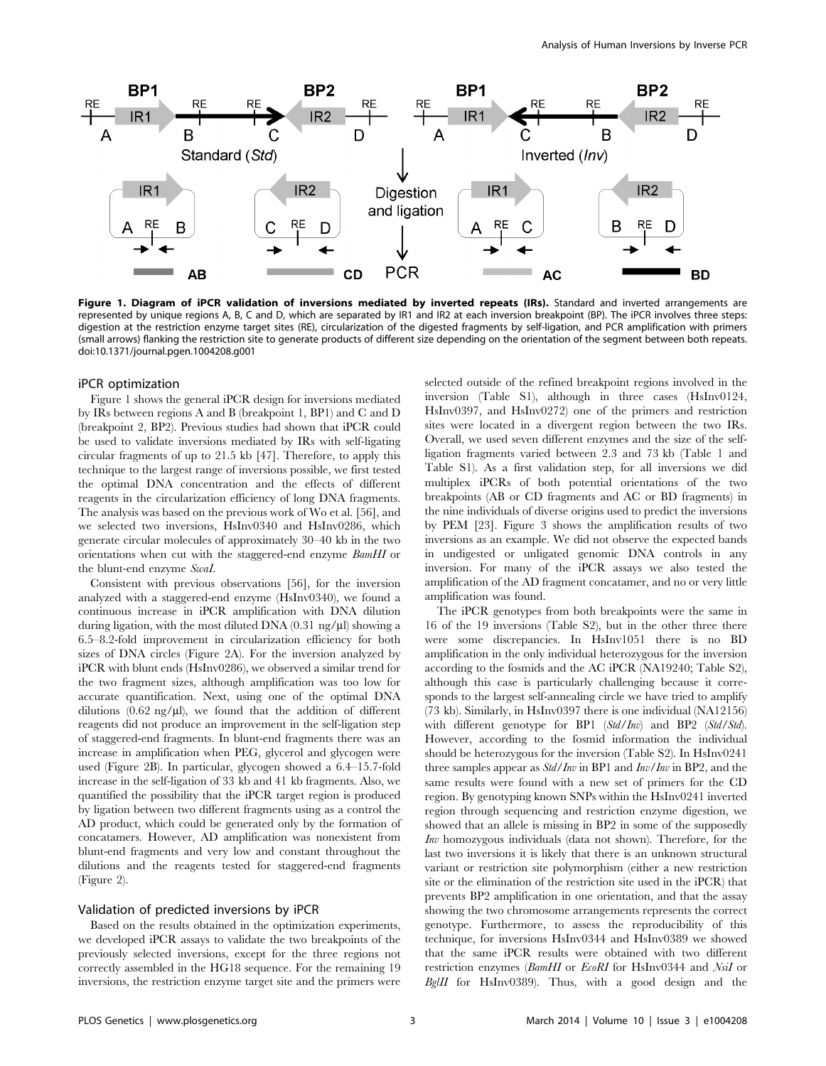**Figure 1. Diagram of iPCR validation of inversions mediated by inverted repeats (IRs).** Standard and inverted arrangements are represented by unique regions A, B, C and D, which are separated by IR1 and IR2 at each inversion breakpoint (BP). The iPCR involves three steps: digestion at the restriction enzyme target sites (RE), circularization of the digested fragments by self-ligation, and PCR amplification with primers (small arrows) flanking the restriction site to generate products of different size depending on the orientation of the segment between both repeats. doi:10.1371/journal.pgen.1004208.g001

### iPCR optimization

Figure 1 shows the general iPCR design for inversions mediated by IRs between regions A and B (breakpoint 1, BP1) and C and D (breakpoint 2, BP2). Previous studies had shown that iPCR could be used to validate inversions mediated by IRs with self-ligating circular fragments of up to 21.5 kb [47]. Therefore, to apply this technique to the largest range of inversions possible, we first tested the optimal DNA concentration and the effects of different reagents in the circularization efficiency of long DNA fragments. The analysis was based on the previous work of Wo et al. [56], and we selected two inversions, HsInv0340 and HsInv0286, which generate circular molecules of approximately 30–40 kb in the two orientations when cut with the staggered-end enzyme *BamHI* or the blunt-end enzyme *SwaI*.

Consistent with previous observations [56], for the inversion analyzed with a staggered-end enzyme (HsInv0340), we found a continuous increase in iPCR amplification with DNA dilution during ligation, with the most diluted DNA (0.31 ng/µl) showing a 6.5–8.2-fold improvement in circularization efficiency for both sizes of DNA circles (Figure 2A). For the inversion analyzed by iPCR with blunt ends (HsInv0286), we observed a similar trend for the two fragment sizes, although amplification was too low for accurate quantification. Next, using one of the optimal DNA dilutions (0.62 ng/µl), we found that the addition of different reagents did not produce an improvement in the self-ligation step of staggered-end fragments. In blunt-end fragments there was an increase in amplification when PEG, glycerol and glycogen were used (Figure 2B). In particular, glycogen showed a 6.4–15.7-fold increase in the self-ligation of 33 kb and 41 kb fragments. Also, we quantified the possibility that the iPCR target region is produced by ligation between two different fragments using as a control the AD product, which could be generated only by the formation of concatamers. However, AD amplification was nonexistent from blunt-end fragments and very low and constant throughout the dilutions and the reagents tested for staggered-end fragments (Figure 2).

### Validation of predicted inversions by iPCR

Based on the results obtained in the optimization experiments, we developed iPCR assays to validate the two breakpoints of the previously selected inversions, except for the three regions not correctly assembled in the HG18 sequence. For the remaining 19 inversions, the restriction enzyme target site and the primers were selected outside of the refined breakpoint regions involved in the inversion (Table S1), although in three cases (HsInv0124, HsInv0397, and HsInv0272) one of the primers and restriction sites were located in a divergent region between the two IRs. Overall, we used seven different enzymes and the size of the self-ligation fragments varied between 2.3 and 73 kb (Table 1 and Table S1). As a first validation step, for all inversions we did multiplex iPCRs of both potential orientations of the two breakpoints (AB or CD fragments and AC or BD fragments) in the nine individuals of diverse origins used to predict the inversions by PEM [23]. Figure 3 shows the amplification results of two inversions as an example. We did not observe the expected bands in undigested or unligated genomic DNA controls in any inversion. For many of the iPCR assays we also tested the amplification of the AD fragment concatamer, and no or very little amplification was found.

The iPCR genotypes from both breakpoints were the same in 16 of the 19 inversions (Table S2), but in the other three there were some discrepancies. In HsInv1051 there is no BD amplification in the only individual heterozygous for the inversion according to the fosmids and the AC iPCR (NA19240; Table S2), although this case is particularly challenging because it corresponds to the largest self-annealing circle we have tried to amplify (73 kb). Similarly, in HsInv0397 there is one individual (NA12156) with different genotype for BP1 (*Std/Inv*) and BP2 (*Std/Std*). However, according to the fosmid information the individual should be heterozygous for the inversion (Table S2). In HsInv0241 three samples appear as *Std/Inv* in BP1 and *Inv/Inv* in BP2, and the same results were found with a new set of primers for the CD region. By genotyping known SNPs within the HsInv0241 inverted region through sequencing and restriction enzyme digestion, we showed that an allele is missing in BP2 in some of the supposedly *Inv* homozygous individuals (data not shown). Therefore, for the last two inversions it is likely that there is an unknown structural variant or restriction site polymorphism (either a new restriction site or the elimination of the restriction site used in the iPCR) that prevents BP2 amplification in one orientation, and that the assay showing the two chromosome arrangements represents the correct genotype. Furthermore, to assess the reproducibility of this technique, for inversions HsInv0344 and HsInv0389 we showed that the same iPCR results were obtained with two different restriction enzymes (*BamHI* or *EcoRI* for HsInv0344 and *NsiI* or *BglII* for HsInv0389). Thus, with a good design and the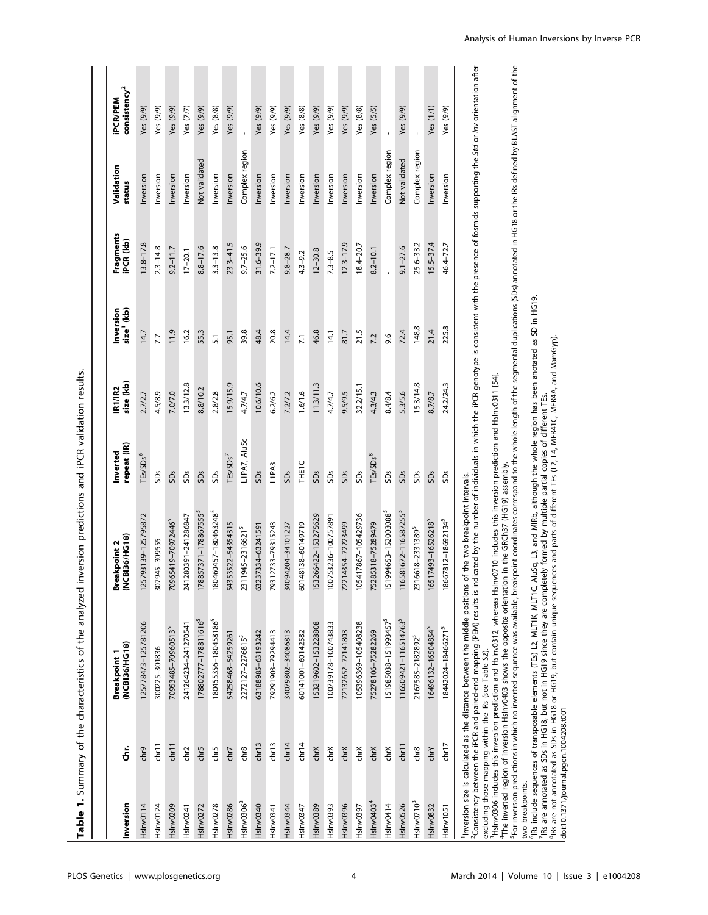**Table 1.** Summary of the characteristics of the analyzed inversion predictions and iPCR validation results.

| Inversion | Chr. | Breakpoint 1 (NCBI36/HG18) | Breakpoint 2 (NCBI36/HG18) | Inverted repeat (IR) | IR1/IR2 size (kb) | Inversion size[1] (kb) | Fragments iPCR (kb) | Validation status | iPCR/PEM consistency[2] |
|---|---|---|---|---|---|---|---|---|---|
| HsInv0114 | chr9 | 125778473–125781206 | 125793139–125795872 | TEs/SDs[6] | 2.7/2.7 | 14.7 | 13.8–17.8 | Inversion | Yes (9/9) |
| HsInv0124 | chr11 | 300225–301836 | 307945–309555 | SDs | 4.5/8.9 | 7.7 | 2.3–14.8 | Inversion | Yes (9/9) |
| HsInv0209 | chr11 | 70953485–70960513[5] | 70965419–70972446[5] | SDs | 7.0/7.0 | 11.9 | 9.2–11.7 | Inversion | Yes (9/9) |
| HsInv0241 | chr2 | 241264234–241270541 | 241280391–241286847 | SDs | 13.3/12.8 | 16.2 | 17–20.1 | Inversion | Yes (7/7) |
| HsInv0272 | chr5 | 178802777–178811616[5] | 178857371–178867555[5] | SDs | 8.8/10.2 | 55.3 | 8.8–17.6 | Not validated | Yes (9/9) |
| HsInv0278 | chr5 | 180455356–180458186[5] | 180460457–180463248[5] | SDs | 2.8/2.8 | 5.1 | 3.3–13.8 | Inversion | Yes (8/8) |
| HsInv0286 | chr7 | 54258468–54259261 | 54353522–54354315 | TEs/SDs[7] | 15.9/15.9 | 95.1 | 23.3–41.5 | Inversion | Yes (9/9) |
| HsInv0306[3] | chr8 | 2272127–2276815[5] | 2311945–2316621[5] | L1PA7, AluSc | 4.7/4.7 | 39.8 | 9.7–25.6 | Complex region | - |
| HsInv0340 | chr13 | 63188985–63193242 | 63237334–63241591 | SDs | 10.6/10.6 | 48.4 | 31.6–39.9 | Inversion | Yes (9/9) |
| HsInv0341 | chr13 | 79291903–79294413 | 79312733–79315243 | L1PA3 | 6.2/6.2 | 20.8 | 7.2–17.1 | Inversion | Yes (9/9) |
| HsInv0344 | chr14 | 34079802–34086813 | 34094204–34101227 | SDs | 7.2/7.2 | 14.4 | 9.8–28.7 | Inversion | Yes (9/9) |
| HsInv0347 | chr14 | 60141001–60142582 | 60148138–60149719 | THE1C | 1.6/1.6 | 7.1 | 4.3–9.2 | Inversion | Yes (8/8) |
| HsInv0389 | chrX | 153219602–153228808 | 153266422–153275629 | SDs | 11.3/11.3 | 46.8 | 12–30.8 | Inversion | Yes (9/9) |
| HsInv0393 | chrX | 100739178–100743833 | 100753236–100757891 | SDs | 4.7/4.7 | 14.1 | 7.3–8.5 | Inversion | Yes (9/9) |
| HsInv0396 | chrX | 72132652–72141803 | 72214354–72223499 | SDs | 9.5/9.5 | 81.7 | 12.3–17.9 | Inversion | Yes (9/9) |
| HsInv0397 | chrX | 105396369–105408238 | 105417867–105429736 | SDs | 32.2/15.1 | 21.5 | 18.4–20.7 | Inversion | Yes (8/8) |
| HsInv0403[4] | chrX | 75278106–75282269 | 75285318–75289479 | TEs/SDs[8] | 4.3/4.3 | 7.2 | 8.2–10.1 | Inversion | Yes (5/5) |
| HsInv0414 | chrX | 151985038–151993457[5] | 151994653–152003088[5] | SDs | 8.4/8.4 | 9.6 | - | Complex region | - |
| HsInv0526 | chr11 | 116509421–116514763[5] | 116581672–116587255[5] | SDs | 5.3/5.6 | 72.4 | 9.1–27.6 | Not validated | Yes (9/9) |
| HsInv0710[3] | chr8 | 2167585–2182892[5] | 2316618–2331389[5] | SDs | 15.3/14.8 | 148.8 | 25.6–33.2 | Complex region | - |
| HsInv0832 | chrY | 16496132–16504854[5] | 16517493–16526218[5] | SDs | 8.7/8.7 | 21.4 | 15.5–37.4 | Inversion | Yes (1/1) |
| HsInv1051 | chr17 | 18442024–18466271[5] | 18667812–18692134[5] | SDs | 24.2/24.3 | 225.8 | 46.4–72.7 | Inversion | Yes (9/9) |

[1]Inversion size is calculated as the distance between the middle positions of the two breakpoint intervals.
[2]Consistency between the iPCR and paired-end mapping (PEM) results is indicated by the number of individuals in which the iPCR genotype is consistent with the presence of fosmids supporting the *Std* or *Inv* orientation after excluding those mapping within the IRs (see Table S2).
[3]HsInv0306 includes this inversion prediction and HsInv0312, whereas HsInv0710 includes this inversion prediction and HsInv0311 [54].
[4]The inverted region of inversion HsInv0403 shows the opposite orientation in the GRCh37 (HG19) assembly.
[5]For inversion predictions in which no inverted sequence was available, breakpoint coordinates correspond to the whole length of the segmental duplications (SDs) annotated in HG18 or the IRs defined by BLAST alignment of the two breakpoints.
[6]IRs include sequences of transposable elements (TEs) L2, MLT1K, MLT1C, AluSq, L3, and MIRb, although the whole region has been anotated as SD in HG19.
[7]IRs are annotated as SDs in HG18, but not in HG19 since they are completely formed by multiple partial copies of different TEs.
[8]IRs are not annotated as SDs in HG18 or HG19, but contain unique sequences and parts of different TEs (L2, L4, MER41C, MER4A, and MamGyp).
doi:10.1371/journal.pgen.1004208.t001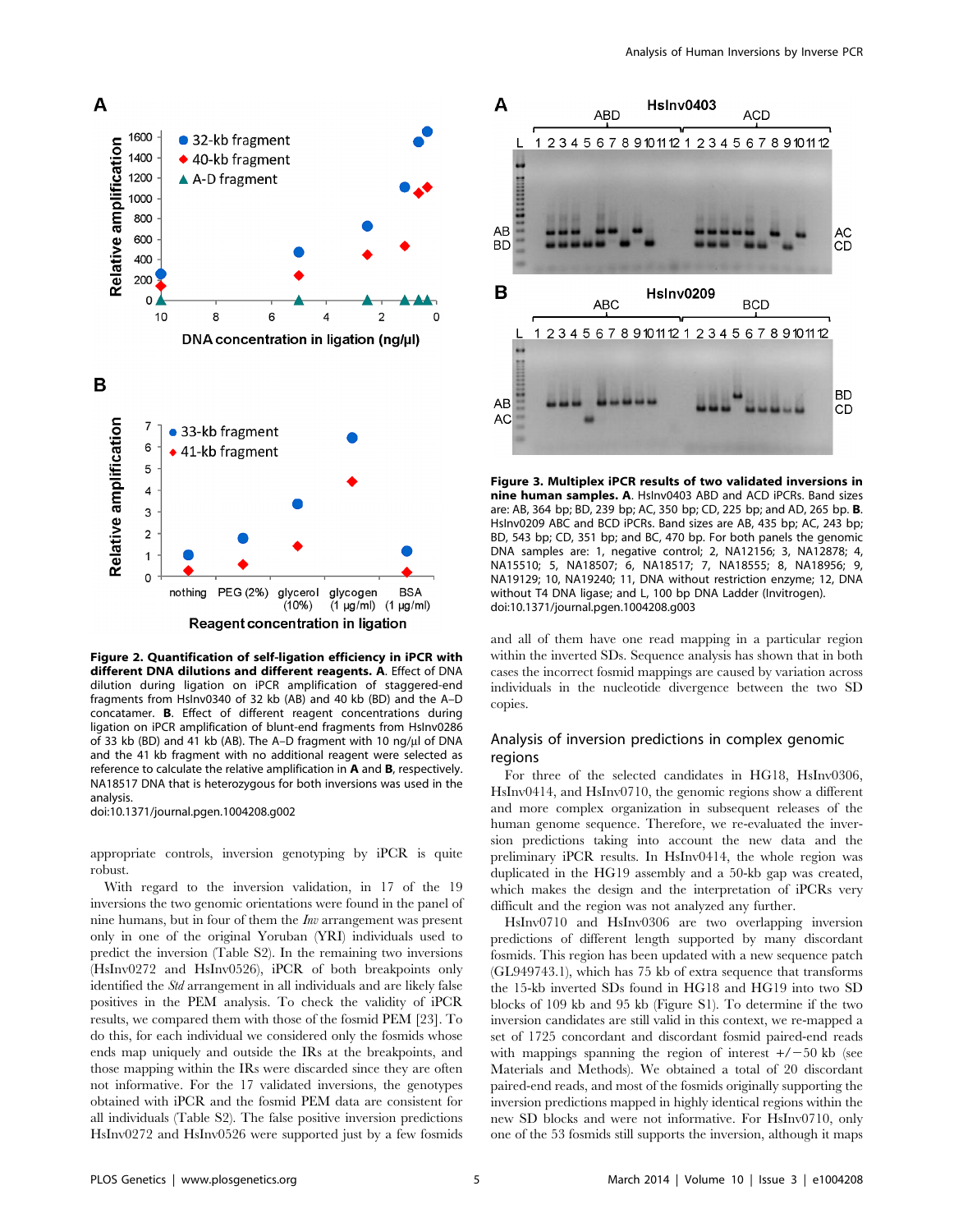**Figure 2. Quantification of self-ligation efficiency in iPCR with different DNA dilutions and different reagents. A**. Effect of DNA dilution during ligation on iPCR amplification of staggered-end fragments from HsInv0340 of 32 kb (AB) and 40 kb (BD) and the A–D concatamer. **B**. Effect of different reagent concentrations during ligation on iPCR amplification of blunt-end fragments from HsInv0286 of 33 kb (BD) and 41 kb (AB). The A–D fragment with 10 ng/μl of DNA and the 41 kb fragment with no additional reagent were selected as reference to calculate the relative amplification in **A** and **B**, respectively. NA18517 DNA that is heterozygous for both inversions was used in the analysis.
doi:10.1371/journal.pgen.1004208.g002

appropriate controls, inversion genotyping by iPCR is quite robust.

With regard to the inversion validation, in 17 of the 19 inversions the two genomic orientations were found in the panel of nine humans, but in four of them the *Inv* arrangement was present only in one of the original Yoruban (YRI) individuals used to predict the inversion (Table S2). In the remaining two inversions (HsInv0272 and HsInv0526), iPCR of both breakpoints only identified the *Std* arrangement in all individuals and are likely false positives in the PEM analysis. To check the validity of iPCR results, we compared them with those of the fosmid PEM [23]. To do this, for each individual we considered only the fosmids whose ends map uniquely and outside the IRs at the breakpoints, and those mapping within the IRs were discarded since they are often not informative. For the 17 validated inversions, the genotypes obtained with iPCR and the fosmid PEM data are consistent for all individuals (Table S2). The false positive inversion predictions HsInv0272 and HsInv0526 were supported just by a few fosmids and all of them have one read mapping in a particular region within the inverted SDs. Sequence analysis has shown that in both cases the incorrect fosmid mappings are caused by variation across individuals in the nucleotide divergence between the two SD copies.

**Figure 3. Multiplex iPCR results of two validated inversions in nine human samples. A**. HsInv0403 ABD and ACD iPCRs. Band sizes are: AB, 364 bp; BD, 239 bp; AC, 350 bp; CD, 225 bp; and AD, 265 bp. **B**. HsInv0209 ABC and BCD iPCRs. Band sizes are AB, 435 bp; AC, 243 bp; BD, 543 bp; CD, 351 bp; and BC, 470 bp. For both panels the genomic DNA samples are: 1, negative control; 2, NA12156; 3, NA12878; 4, NA15510; 5, NA18507; 6, NA18517; 7, NA18555; 8, NA18956; 9, NA19129; 10, NA19240; 11, DNA without restriction enzyme; 12, DNA without T4 DNA ligase; and L, 100 bp DNA Ladder (Invitrogen).
doi:10.1371/journal.pgen.1004208.g003

## Analysis of inversion predictions in complex genomic regions

For three of the selected candidates in HG18, HsInv0306, HsInv0414, and HsInv0710, the genomic regions show a different and more complex organization in subsequent releases of the human genome sequence. Therefore, we re-evaluated the inversion predictions taking into account the new data and the preliminary iPCR results. In HsInv0414, the whole region was duplicated in the HG19 assembly and a 50-kb gap was created, which makes the design and the interpretation of iPCRs very difficult and the region was not analyzed any further.

HsInv0710 and HsInv0306 are two overlapping inversion predictions of different length supported by many discordant fosmids. This region has been updated with a new sequence patch (GL949743.1), which has 75 kb of extra sequence that transforms the 15-kb inverted SDs found in HG18 and HG19 into two SD blocks of 109 kb and 95 kb (Figure S1). To determine if the two inversion candidates are still valid in this context, we re-mapped a set of 1725 concordant and discordant fosmid paired-end reads with mappings spanning the region of interest +/−50 kb (see Materials and Methods). We obtained a total of 20 discordant paired-end reads, and most of the fosmids originally supporting the inversion predictions mapped in highly identical regions within the new SD blocks and were not informative. For HsInv0710, only one of the 53 fosmids still supports the inversion, although it maps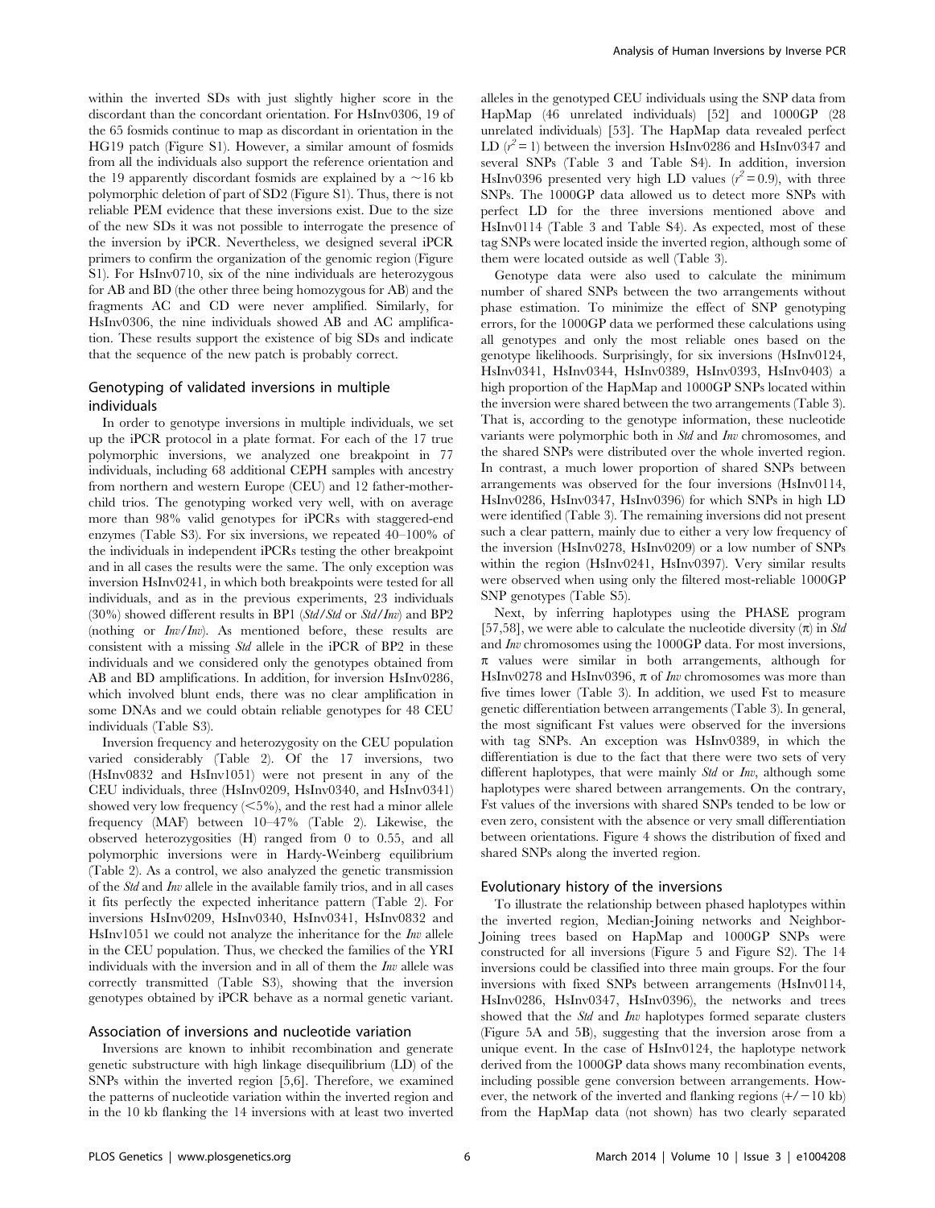within the inverted SDs with just slightly higher score in the discordant than the concordant orientation. For HsInv0306, 19 of the 65 fosmids continue to map as discordant in orientation in the HG19 patch (Figure S1). However, a similar amount of fosmids from all the individuals also support the reference orientation and the 19 apparently discordant fosmids are explained by a ~16 kb polymorphic deletion of part of SD2 (Figure S1). Thus, there is not reliable PEM evidence that these inversions exist. Due to the size of the new SDs it was not possible to interrogate the presence of the inversion by iPCR. Nevertheless, we designed several iPCR primers to confirm the organization of the genomic region (Figure S1). For HsInv0710, six of the nine individuals are heterozygous for AB and BD (the other three being homozygous for AB) and the fragments AC and CD were never amplified. Similarly, for HsInv0306, the nine individuals showed AB and AC amplification. These results support the existence of big SDs and indicate that the sequence of the new patch is probably correct.

## Genotyping of validated inversions in multiple individuals

In order to genotype inversions in multiple individuals, we set up the iPCR protocol in a plate format. For each of the 17 true polymorphic inversions, we analyzed one breakpoint in 77 individuals, including 68 additional CEPH samples with ancestry from northern and western Europe (CEU) and 12 father-mother-child trios. The genotyping worked very well, with on average more than 98% valid genotypes for iPCRs with staggered-end enzymes (Table S3). For six inversions, we repeated 40–100% of the individuals in independent iPCRs testing the other breakpoint and in all cases the results were the same. The only exception was inversion HsInv0241, in which both breakpoints were tested for all individuals, and as in the previous experiments, 23 individuals (30%) showed different results in BP1 (*Std/Std* or *Std/Inv*) and BP2 (nothing or *Inv/Inv*). As mentioned before, these results are consistent with a missing *Std* allele in the iPCR of BP2 in these individuals and we considered only the genotypes obtained from AB and BD amplifications. In addition, for inversion HsInv0286, which involved blunt ends, there was no clear amplification in some DNAs and we could obtain reliable genotypes for 48 CEU individuals (Table S3).

Inversion frequency and heterozygosity on the CEU population varied considerably (Table 2). Of the 17 inversions, two (HsInv0832 and HsInv1051) were not present in any of the CEU individuals, three (HsInv0209, HsInv0340, and HsInv0341) showed very low frequency (<5%), and the rest had a minor allele frequency (MAF) between 10–47% (Table 2). Likewise, the observed heterozygosities (H) ranged from 0 to 0.55, and all polymorphic inversions were in Hardy-Weinberg equilibrium (Table 2). As a control, we also analyzed the genetic transmission of the *Std* and *Inv* allele in the available family trios, and in all cases it fits perfectly the expected inheritance pattern (Table 2). For inversions HsInv0209, HsInv0340, HsInv0341, HsInv0832 and HsInv1051 we could not analyze the inheritance for the *Inv* allele in the CEU population. Thus, we checked the families of the YRI individuals with the inversion and in all of them the *Inv* allele was correctly transmitted (Table S3), showing that the inversion genotypes obtained by iPCR behave as a normal genetic variant.

## Association of inversions and nucleotide variation

Inversions are known to inhibit recombination and generate genetic substructure with high linkage disequilibrium (LD) of the SNPs within the inverted region [5,6]. Therefore, we examined the patterns of nucleotide variation within the inverted region and in the 10 kb flanking the 14 inversions with at least two inverted alleles in the genotyped CEU individuals using the SNP data from HapMap (46 unrelated individuals) [52] and 1000GP (28 unrelated individuals) [53]. The HapMap data revealed perfect LD ($r^2 = 1$) between the inversion HsInv0286 and HsInv0347 and several SNPs (Table 3 and Table S4). In addition, inversion HsInv0396 presented very high LD values ($r^2 = 0.9$), with three SNPs. The 1000GP data allowed us to detect more SNPs with perfect LD for the three inversions mentioned above and HsInv0114 (Table 3 and Table S4). As expected, most of these tag SNPs were located inside the inverted region, although some of them were located outside as well (Table 3).

Genotype data were also used to calculate the minimum number of shared SNPs between the two arrangements without phase estimation. To minimize the effect of SNP genotyping errors, for the 1000GP data we performed these calculations using all genotypes and only the most reliable ones based on the genotype likelihoods. Surprisingly, for six inversions (HsInv0124, HsInv0341, HsInv0344, HsInv0389, HsInv0393, HsInv0403) a high proportion of the HapMap and 1000GP SNPs located within the inversion were shared between the two arrangements (Table 3). That is, according to the genotype information, these nucleotide variants were polymorphic both in *Std* and *Inv* chromosomes, and the shared SNPs were distributed over the whole inverted region. In contrast, a much lower proportion of shared SNPs between arrangements was observed for the four inversions (HsInv0114, HsInv0286, HsInv0347, HsInv0396) for which SNPs in high LD were identified (Table 3). The remaining inversions did not present such a clear pattern, mainly due to either a very low frequency of the inversion (HsInv0278, HsInv0209) or a low number of SNPs within the region (HsInv0241, HsInv0397). Very similar results were observed when using only the filtered most-reliable 1000GP SNP genotypes (Table S5).

Next, by inferring haplotypes using the PHASE program [57,58], we were able to calculate the nucleotide diversity ($\pi$) in *Std* and *Inv* chromosomes using the 1000GP data. For most inversions, $\pi$ values were similar in both arrangements, although for HsInv0278 and HsInv0396, $\pi$ of *Inv* chromosomes was more than five times lower (Table 3). In addition, we used Fst to measure genetic differentiation between arrangements (Table 3). In general, the most significant Fst values were observed for the inversions with tag SNPs. An exception was HsInv0389, in which the differentiation is due to the fact that there were two sets of very different haplotypes, that were mainly *Std* or *Inv*, although some haplotypes were shared between arrangements. On the contrary, Fst values of the inversions with shared SNPs tended to be low or even zero, consistent with the absence or very small differentiation between orientations. Figure 4 shows the distribution of fixed and shared SNPs along the inverted region.

## Evolutionary history of the inversions

To illustrate the relationship between phased haplotypes within the inverted region, Median-Joining networks and Neighbor-Joining trees based on HapMap and 1000GP SNPs were constructed for all inversions (Figure 5 and Figure S2). The 14 inversions could be classified into three main groups. For the four inversions with fixed SNPs between arrangements (HsInv0114, HsInv0286, HsInv0347, HsInv0396), the networks and trees showed that the *Std* and *Inv* haplotypes formed separate clusters (Figure 5A and 5B), suggesting that the inversion arose from a unique event. In the case of HsInv0124, the haplotype network derived from the 1000GP data shows many recombination events, including possible gene conversion between arrangements. However, the network of the inverted and flanking regions (+/−10 kb) from the HapMap data (not shown) has two clearly separated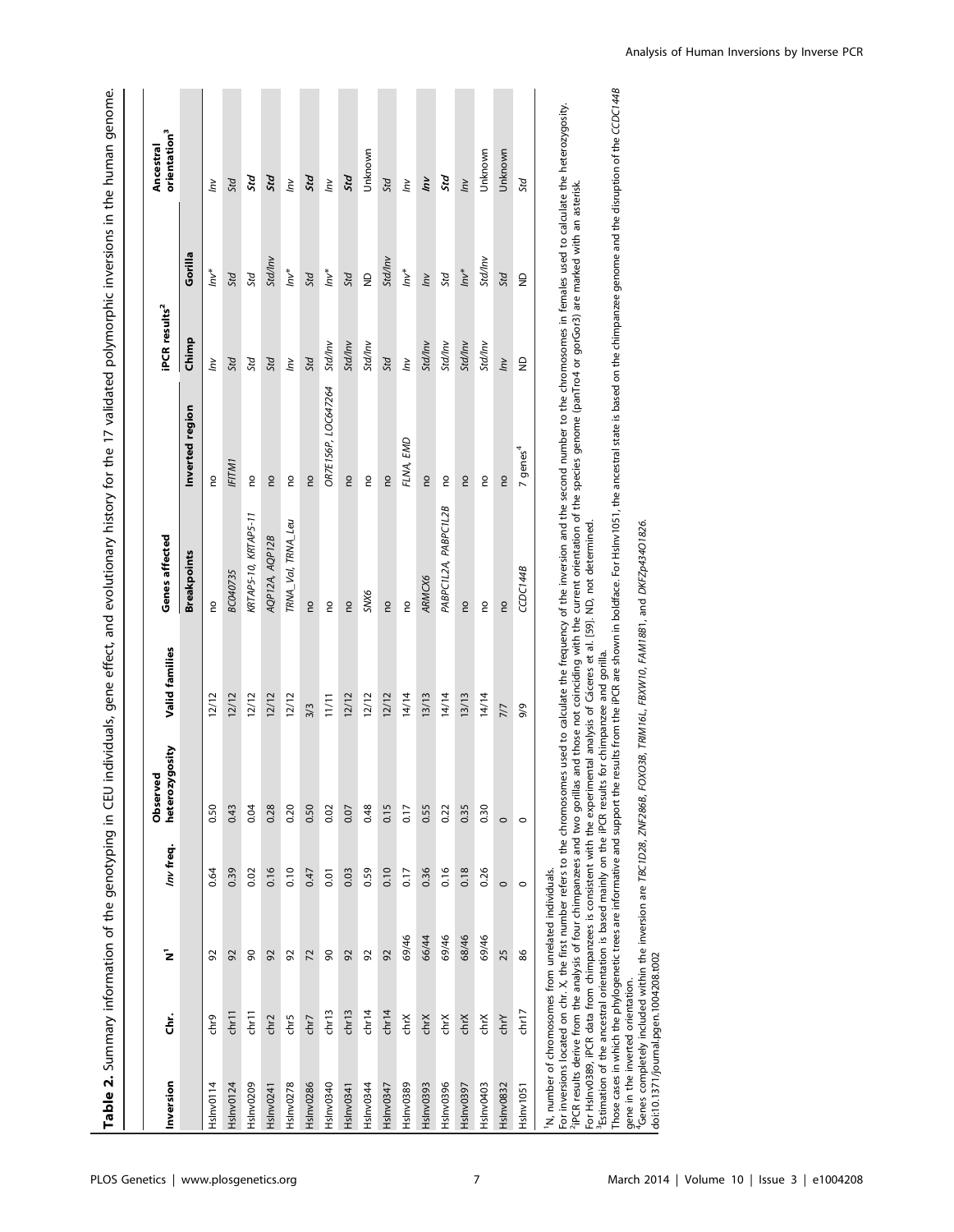**Table 2.** Summary information of the genotyping in CEU individuals, gene effect, and evolutionary history for the 17 validated polymorphic inversions in the human genome.

| Inversion | Chr. | N[1] | *Inv* freq. | Observed heterozygosity | Valid families | Genes affected | | iPCR results[2] | | Ancestral orientation[3] |
|---|---|---|---|---|---|---|---|---|---|---|
| | | | | | | Breakpoints | Inverted region | Chimp | Gorilla | |
| HsInv0114 | chr9 | 92 | 0.64 | 0.50 | 12/12 | no | no | *Inv* | *Inv** | *Inv* |
| HsInv0124 | chr11 | 92 | 0.39 | 0.43 | 12/12 | *BC040735* | *IFITM1* | *Std* | *Std* | *Std* |
| HsInv0209 | chr11 | 90 | 0.02 | 0.04 | 12/12 | *KRTAP5-10, KRTAP5-11* | no | *Std* | *Std* | ***Std*** |
| HsInv0241 | chr2 | 92 | 0.16 | 0.28 | 12/12 | *AQP12A, AQP12B* | no | *Std* | *Std/Inv* | ***Std*** |
| HsInv0278 | chr5 | 92 | 0.10 | 0.20 | 12/12 | *TRNA_Val, TRNA_Leu* | no | *Inv* | *Inv** | *Inv* |
| HsInv0286 | chr7 | 72 | 0.47 | 0.50 | 3/3 | no | no | *Std* | *Std* | ***Std*** |
| HsInv0340 | chr13 | 90 | 0.01 | 0.02 | 11/11 | no | *OR7E156P, LOC647264* | *Std/Inv* | *Inv** | *Inv* |
| HsInv0341 | chr13 | 92 | 0.03 | 0.07 | 12/12 | no | no | *Std/Inv* | *Std* | ***Std*** |
| HsInv0344 | chr14 | 92 | 0.59 | 0.48 | 12/12 | *SNX6* | no | *Std/Inv* | ND | Unknown |
| HsInv0347 | chr14 | 92 | 0.10 | 0.15 | 12/12 | no | no | *Std* | *Std/Inv* | *Std* |
| HsInv0389 | chrX | 69/46 | 0.17 | 0.17 | 14/14 | no | *FLNA, EMD* | *Inv* | *Inv** | *Inv* |
| HsInv0393 | chrX | 66/44 | 0.36 | 0.55 | 13/13 | *ARMCX6* | no | *Std/Inv* | *Inv* | ***Inv*** |
| HsInv0396 | chrX | 69/46 | 0.16 | 0.22 | 14/14 | *PABPC1L2A, PABPC1L2B* | no | *Std/Inv* | *Std* | ***Std*** |
| HsInv0397 | chrX | 68/46 | 0.18 | 0.35 | 13/13 | no | no | *Std/Inv* | *Inv** | *Inv* |
| HsInv0403 | chrX | 69/46 | 0.26 | 0.30 | 14/14 | no | no | *Std/Inv* | *Std/Inv* | Unknown |
| HsInv0832 | chrY | 25 | 0 | 0 | 7/7 | no | no | *Inv* | *Std* | Unknown |
| HsInv1051 | chr17 | 86 | 0 | 0 | 9/9 | *CCDC144B* | 7 genes[4] | ND | ND | *Std* |

[1]N, number of chromosomes from unrelated individuals.
For inversions located on chr. X, the first number refers to the chromosomes used to calculate the frequency of the inversion and the second number to the chromosomes in females used to calculate the heterozygosity.
[2]iPCR results derive from the analysis of four chimpanzees and two gorillas and those not coinciding with the current orientation of the species genome (panTro4 or gorGor3) are marked with an asterisk.
For HsInv0389, iPCR data from chimpanzees is consistent with the experimental analysis of Cáceres et al. [59]. ND, not determined.
[3]Estimation of the ancestral orientation is based mainly on the iPCR results for chimpanzee and gorilla.
Those cases in which the phylogenetic trees are informative and support the results from the iPCR are shown in boldface. For HsInv1051, the ancestral state is based on the chimpanzee genome and the disruption of the *CCDC144B* gene in the inverted orientation.
[4]Genes completely included within the inversion are *TBC1D28, ZNF286B, FOXO3B, TRIM16L, FBXW10, FAM18B1*, and *DKFZp434O1826*.
doi:10.1371/journal.pgen.1004208.t002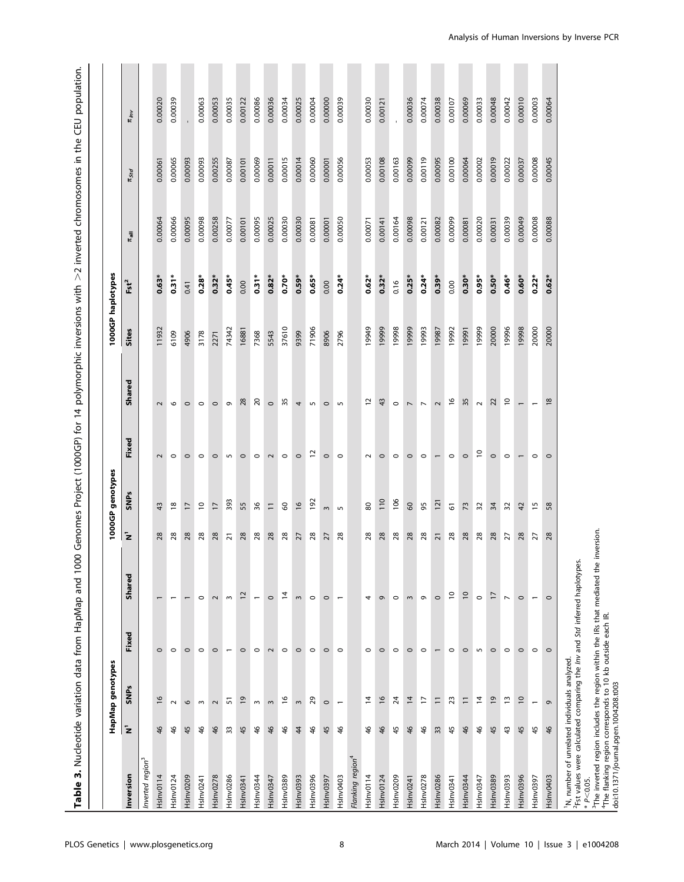**Table 3.** Nucleotide variation data from HapMap and 1000 Genomes Project (1000GP) for 14 polymorphic inversions with >2 inverted chromosomes in the CEU population.

| Inversion | HapMap genotypes | | | | 1000GP genotypes | | | | 1000GP haplotypes | | | | |
|---|---|---|---|---|---|---|---|---|---|---|---|---|---|
| | N[1] | SNPs | Fixed | Shared | N[1] | SNPs | Fixed | Shared | Sites | Fst[2] | $\pi_{all}$ | $\pi_{Std}$ | $\pi_{Inv}$ |
| *Inverted region*[3] | | | | | | | | | | | | | |
| HsInv0114 | 46 | 16 | 0 | 1 | 28 | 43 | 2 | 2 | 11932 | **0.63*** | 0.00064 | 0.00061 | 0.00020 |
| HsInv0124 | 46 | 2 | 0 | 1 | 28 | 18 | 0 | 6 | 6109 | **0.31*** | 0.00066 | 0.00065 | 0.00039 |
| HsInv0209 | 45 | 6 | 0 | 1 | 28 | 17 | 0 | 0 | 4906 | 0.41 | 0.00095 | 0.00093 | - |
| HsInv0241 | 46 | 3 | 0 | 0 | 28 | 10 | 0 | 0 | 3178 | **0.28*** | 0.00098 | 0.00093 | 0.00063 |
| HsInv0278 | 46 | 2 | 0 | 2 | 28 | 17 | 0 | 0 | 2271 | **0.32*** | 0.00258 | 0.00255 | 0.00053 |
| HsInv0286 | 33 | 51 | 1 | 3 | 21 | 393 | 5 | 9 | 74342 | **0.45*** | 0.00077 | 0.00087 | 0.00035 |
| HsInv0341 | 45 | 19 | 0 | 12 | 28 | 55 | 0 | 28 | 16881 | 0.00 | 0.00101 | 0.00101 | 0.00122 |
| HsInv0344 | 46 | 3 | 0 | 1 | 28 | 36 | 0 | 20 | 7368 | **0.31*** | 0.00095 | 0.00069 | 0.00086 |
| HsInv0347 | 46 | 3 | 2 | 0 | 28 | 11 | 2 | 0 | 5543 | **0.82*** | 0.00025 | 0.00011 | 0.00036 |
| HsInv0389 | 46 | 16 | 0 | 14 | 28 | 60 | 0 | 35 | 37610 | **0.70*** | 0.00030 | 0.00015 | 0.00034 |
| HsInv0393 | 44 | 3 | 0 | 3 | 27 | 16 | 0 | 4 | 9399 | **0.59*** | 0.00030 | 0.00014 | 0.00025 |
| HsInv0396 | 46 | 29 | 0 | 0 | 28 | 192 | 12 | 5 | 71906 | **0.65*** | 0.00081 | 0.00060 | 0.00004 |
| HsInv0397 | 45 | 0 | 0 | 0 | 27 | 3 | 0 | 0 | 8906 | 0.00 | 0.00001 | 0.00001 | 0.00000 |
| HsInv0403 | 46 | 1 | 0 | 1 | 28 | 5 | 0 | 5 | 2796 | **0.24*** | 0.00050 | 0.00056 | 0.00039 |
| *Flanking region*[4] | | | | | | | | | | | | | |
| HsInv0114 | 46 | 14 | 0 | 4 | 28 | 80 | 2 | 12 | 19949 | **0.62*** | 0.00071 | 0.00053 | 0.00030 |
| HsInv0124 | 46 | 16 | 0 | 9 | 28 | 110 | 0 | 43 | 19999 | **0.32*** | 0.00141 | 0.00108 | 0.00121 |
| HsInv0209 | 45 | 24 | 0 | 0 | 28 | 106 | 0 | 0 | 19998 | 0.16 | 0.00164 | 0.00163 | - |
| HsInv0241 | 46 | 14 | 0 | 3 | 28 | 60 | 0 | 7 | 19999 | **0.25*** | 0.00098 | 0.00099 | 0.00036 |
| HsInv0278 | 46 | 17 | 0 | 9 | 28 | 95 | 0 | 7 | 19993 | **0.24*** | 0.00121 | 0.00119 | 0.00074 |
| HsInv0286 | 33 | 11 | 1 | 0 | 21 | 121 | 1 | 2 | 19987 | **0.39*** | 0.00082 | 0.00095 | 0.00038 |
| HsInv0341 | 45 | 23 | 0 | 10 | 28 | 61 | 0 | 16 | 19992 | 0.00 | 0.00099 | 0.00100 | 0.00107 |
| HsInv0344 | 46 | 11 | 0 | 10 | 28 | 73 | 0 | 35 | 19991 | **0.30*** | 0.00081 | 0.00064 | 0.00069 |
| HsInv0347 | 46 | 14 | 5 | 0 | 28 | 32 | 10 | 2 | 19999 | **0.95*** | 0.00020 | 0.00002 | 0.00033 |
| HsInv0389 | 45 | 19 | 0 | 17 | 28 | 34 | 0 | 22 | 20000 | **0.50*** | 0.00031 | 0.00019 | 0.00048 |
| HsInv0393 | 43 | 13 | 0 | 7 | 27 | 32 | 0 | 10 | 19996 | **0.46*** | 0.00039 | 0.00022 | 0.00042 |
| HsInv0396 | 45 | 10 | 0 | 0 | 28 | 42 | 1 | 1 | 19998 | **0.60*** | 0.00049 | 0.00037 | 0.00010 |
| HsInv0397 | 45 | 1 | 0 | 1 | 27 | 15 | 0 | 1 | 20000 | **0.22*** | 0.00008 | 0.00008 | 0.00003 |
| HsInv0403 | 46 | 9 | 0 | 0 | 28 | 58 | 0 | 18 | 20000 | **0.62*** | 0.00088 | 0.00045 | 0.00064 |

[1]N, number of unrelated individuals analyzed.
[2]Fst values were calculated comparing the *Inv* and *Std* inferred haplotypes.
* $P<0.05$.
[3]The inverted region includes the region within the IRs that mediated the inversion.
[4]The flanking region corresponds to 10 kb outside each IR.
doi:10.1371/journal.pgen.1004208.t003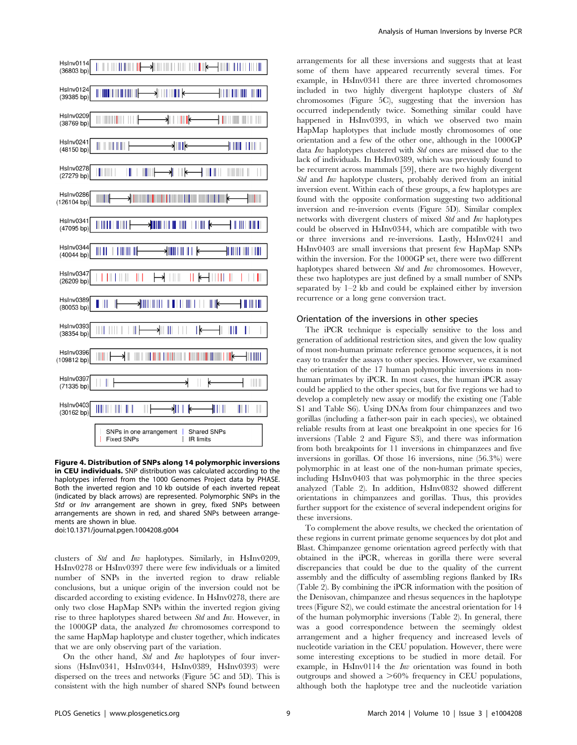**Figure 4. Distribution of SNPs along 14 polymorphic inversions in CEU individuals.** SNP distribution was calculated according to the haplotypes inferred from the 1000 Genomes Project data by PHASE. Both the inverted region and 10 kb outside of each inverted repeat (indicated by black arrows) are represented. Polymorphic SNPs in the *Std* or *Inv* arrangement are shown in grey, fixed SNPs between arrangements are shown in red, and shared SNPs between arrangements are shown in blue.
doi:10.1371/journal.pgen.1004208.g004

clusters of *Std* and *Inv* haplotypes. Similarly, in HsInv0209, HsInv0278 or HsInv0397 there were few individuals or a limited number of SNPs in the inverted region to draw reliable conclusions, but a unique origin of the inversion could not be discarded according to existing evidence. In HsInv0278, there are only two close HapMap SNPs within the inverted region giving rise to three haplotypes shared between *Std* and *Inv*. However, in the 1000GP data, the analyzed *Inv* chromosomes correspond to the same HapMap haplotype and cluster together, which indicates that we are only observing part of the variation.

On the other hand, *Std* and *Inv* haplotypes of four inversions (HsInv0341, HsInv0344, HsInv0389, HsInv0393) were dispersed on the trees and networks (Figure 5C and 5D). This is consistent with the high number of shared SNPs found between arrangements for all these inversions and suggests that at least some of them have appeared recurrently several times. For example, in HsInv0341 there are three inverted chromosomes included in two highly divergent haplotype clusters of *Std* chromosomes (Figure 5C), suggesting that the inversion has occurred independently twice. Something similar could have happened in HsInv0393, in which we observed two main HapMap haplotypes that include mostly chromosomes of one orientation and a few of the other one, although in the 1000GP data *Inv* haplotypes clustered with *Std* ones are missed due to the lack of individuals. In HsInv0389, which was previously found to be recurrent across mammals [59], there are two highly divergent *Std* and *Inv* haplotype clusters, probably derived from an initial inversion event. Within each of these groups, a few haplotypes are found with the opposite conformation suggesting two additional inversion and re-inversion events (Figure 5D). Similar complex networks with divergent clusters of mixed *Std* and *Inv* haplotypes could be observed in HsInv0344, which are compatible with two or three inversions and re-inversions. Lastly, HsInv0241 and HsInv0403 are small inversions that present few HapMap SNPs within the inversion. For the 1000GP set, there were two different haplotypes shared between *Std* and *Inv* chromosomes. However, these two haplotypes are just defined by a small number of SNPs separated by 1–2 kb and could be explained either by inversion recurrence or a long gene conversion tract.

## Orientation of the inversions in other species

The iPCR technique is especially sensitive to the loss and generation of additional restriction sites, and given the low quality of most non-human primate reference genome sequences, it is not easy to transfer the assays to other species. However, we examined the orientation of the 17 human polymorphic inversions in non-human primates by iPCR. In most cases, the human iPCR assay could be applied to the other species, but for five regions we had to develop a completely new assay or modify the existing one (Table S1 and Table S6). Using DNAs from four chimpanzees and two gorillas (including a father-son pair in each species), we obtained reliable results from at least one breakpoint in one species for 16 inversions (Table 2 and Figure S3), and there was information from both breakpoints for 11 inversions in chimpanzees and five inversions in gorillas. Of those 16 inversions, nine (56.3%) were polymorphic in at least one of the non-human primate species, including HsInv0403 that was polymorphic in the three species analyzed (Table 2). In addition, HsInv0832 showed different orientations in chimpanzees and gorillas. Thus, this provides further support for the existence of several independent origins for these inversions.

To complement the above results, we checked the orientation of these regions in current primate genome sequences by dot plot and Blast. Chimpanzee genome orientation agreed perfectly with that obtained in the iPCR, whereas in gorilla there were several discrepancies that could be due to the quality of the current assembly and the difficulty of assembling regions flanked by IRs (Table 2). By combining the iPCR information with the position of the Denisovan, chimpanzee and rhesus sequences in the haplotype trees (Figure S2), we could estimate the ancestral orientation for 14 of the human polymorphic inversions (Table 2). In general, there was a good correspondence between the seemingly oldest arrangement and a higher frequency and increased levels of nucleotide variation in the CEU population. However, there were some interesting exceptions to be studied in more detail. For example, in HsInv0114 the *Inv* orientation was found in both outgroups and showed a >60% frequency in CEU populations, although both the haplotype tree and the nucleotide variation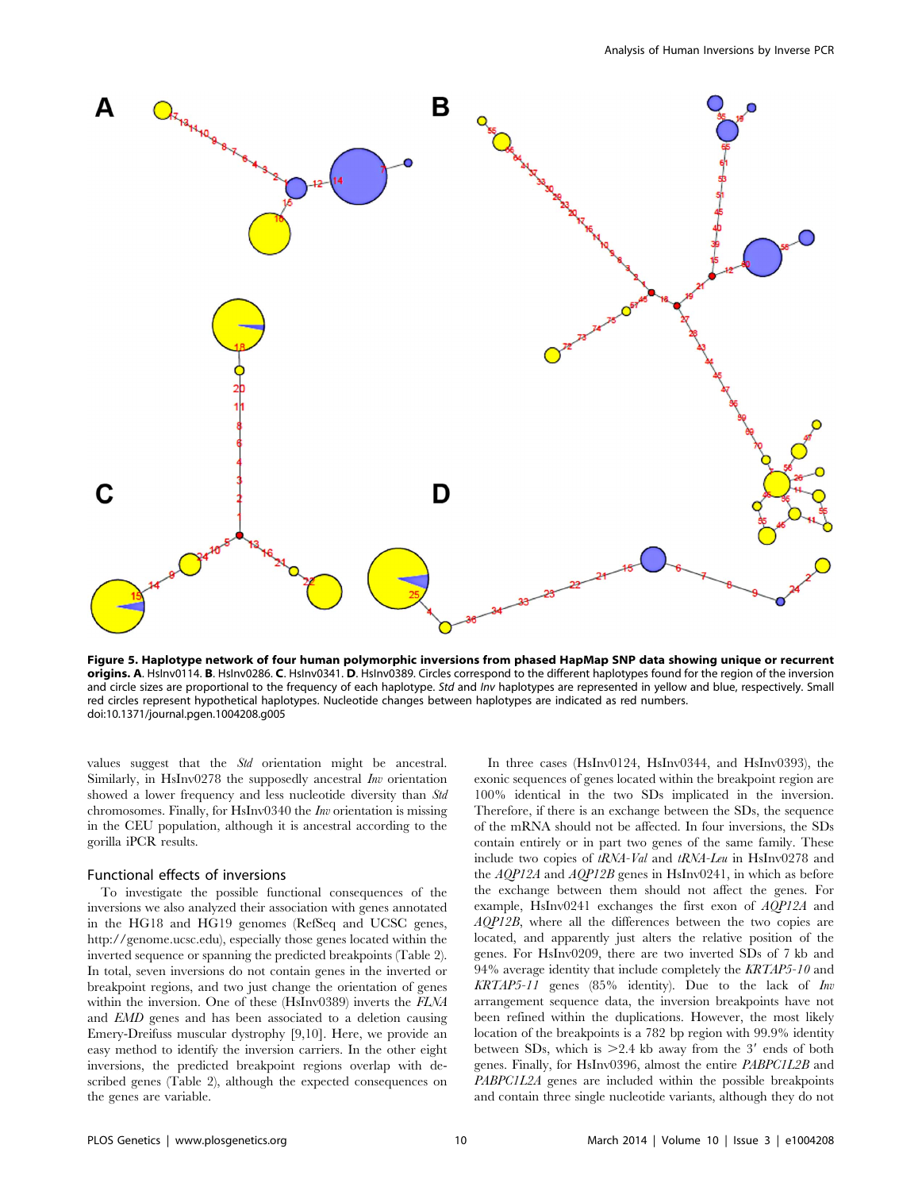**Figure 5. Haplotype network of four human polymorphic inversions from phased HapMap SNP data showing unique or recurrent origins. A**. HsInv0114. **B**. HsInv0286. **C**. HsInv0341. **D**. HsInv0389. Circles correspond to the different haplotypes found for the region of the inversion and circle sizes are proportional to the frequency of each haplotype. *Std* and *Inv* haplotypes are represented in yellow and blue, respectively. Small red circles represent hypothetical haplotypes. Nucleotide changes between haplotypes are indicated as red numbers.
doi:10.1371/journal.pgen.1004208.g005

values suggest that the *Std* orientation might be ancestral. Similarly, in HsInv0278 the supposedly ancestral *Inv* orientation showed a lower frequency and less nucleotide diversity than *Std* chromosomes. Finally, for HsInv0340 the *Inv* orientation is missing in the CEU population, although it is ancestral according to the gorilla iPCR results.

## Functional effects of inversions

To investigate the possible functional consequences of the inversions we also analyzed their association with genes annotated in the HG18 and HG19 genomes (RefSeq and UCSC genes, http://genome.ucsc.edu), especially those genes located within the inverted sequence or spanning the predicted breakpoints (Table 2). In total, seven inversions do not contain genes in the inverted or breakpoint regions, and two just change the orientation of genes within the inversion. One of these (HsInv0389) inverts the *FLNA* and *EMD* genes and has been associated to a deletion causing Emery-Dreifuss muscular dystrophy [9,10]. Here, we provide an easy method to identify the inversion carriers. In the other eight inversions, the predicted breakpoint regions overlap with described genes (Table 2), although the expected consequences on the genes are variable.

In three cases (HsInv0124, HsInv0344, and HsInv0393), the exonic sequences of genes located within the breakpoint region are 100% identical in the two SDs implicated in the inversion. Therefore, if there is an exchange between the SDs, the sequence of the mRNA should not be affected. In four inversions, the SDs contain entirely or in part two genes of the same family. These include two copies of *tRNA-Val* and *tRNA-Leu* in HsInv0278 and the *AQP12A* and *AQP12B* genes in HsInv0241, in which as before the exchange between them should not affect the genes. For example, HsInv0241 exchanges the first exon of *AQP12A* and *AQP12B*, where all the differences between the two copies are located, and apparently just alters the relative position of the genes. For HsInv0209, there are two inverted SDs of 7 kb and 94% average identity that include completely the *KRTAP5-10* and *KRTAP5-11* genes (85% identity). Due to the lack of *Inv* arrangement sequence data, the inversion breakpoints have not been refined within the duplications. However, the most likely location of the breakpoints is a 782 bp region with 99.9% identity between SDs, which is >2.4 kb away from the 3′ ends of both genes. Finally, for HsInv0396, almost the entire *PABPC1L2B* and *PABPC1L2A* genes are included within the possible breakpoints and contain three single nucleotide variants, although they do not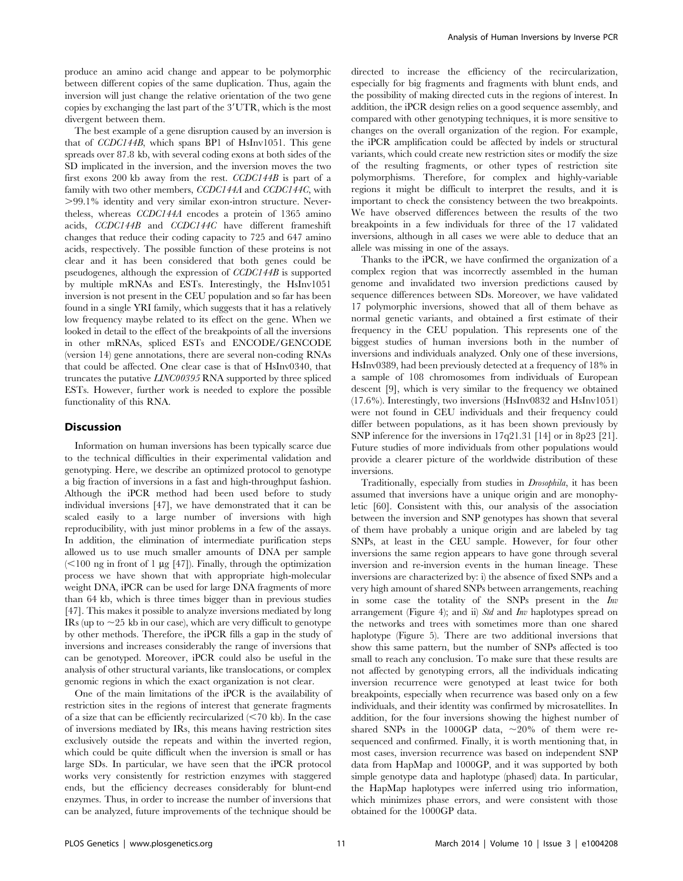produce an amino acid change and appear to be polymorphic between different copies of the same duplication. Thus, again the inversion will just change the relative orientation of the two gene copies by exchanging the last part of the 3′UTR, which is the most divergent between them.

The best example of a gene disruption caused by an inversion is that of *CCDC144B*, which spans BP1 of HsInv1051. This gene spreads over 87.8 kb, with several coding exons at both sides of the SD implicated in the inversion, and the inversion moves the two first exons 200 kb away from the rest. *CCDC144B* is part of a family with two other members, *CCDC144A* and *CCDC144C*, with >99.1% identity and very similar exon-intron structure. Nevertheless, whereas *CCDC144A* encodes a protein of 1365 amino acids, *CCDC144B* and *CCDC144C* have different frameshift changes that reduce their coding capacity to 725 and 647 amino acids, respectively. The possible function of these proteins is not clear and it has been considered that both genes could be pseudogenes, although the expression of *CCDC144B* is supported by multiple mRNAs and ESTs. Interestingly, the HsInv1051 inversion is not present in the CEU population and so far has been found in a single YRI family, which suggests that it has a relatively low frequency maybe related to its effect on the gene. When we looked in detail to the effect of the breakpoints of all the inversions in other mRNAs, spliced ESTs and ENCODE/GENCODE (version 14) gene annotations, there are several non-coding RNAs that could be affected. One clear case is that of HsInv0340, that truncates the putative *LINC00395* RNA supported by three spliced ESTs. However, further work is needed to explore the possible functionality of this RNA.

## Discussion

Information on human inversions has been typically scarce due to the technical difficulties in their experimental validation and genotyping. Here, we describe an optimized protocol to genotype a big fraction of inversions in a fast and high-throughput fashion. Although the iPCR method had been used before to study individual inversions [47], we have demonstrated that it can be scaled easily to a large number of inversions with high reproducibility, with just minor problems in a few of the assays. In addition, the elimination of intermediate purification steps allowed us to use much smaller amounts of DNA per sample (<100 ng in front of 1 µg [47]). Finally, through the optimization process we have shown that with appropriate high-molecular weight DNA, iPCR can be used for large DNA fragments of more than 64 kb, which is three times bigger than in previous studies [47]. This makes it possible to analyze inversions mediated by long IRs (up to ~25 kb in our case), which are very difficult to genotype by other methods. Therefore, the iPCR fills a gap in the study of inversions and increases considerably the range of inversions that can be genotyped. Moreover, iPCR could also be useful in the analysis of other structural variants, like translocations, or complex genomic regions in which the exact organization is not clear.

One of the main limitations of the iPCR is the availability of restriction sites in the regions of interest that generate fragments of a size that can be efficiently recircularized (<70 kb). In the case of inversions mediated by IRs, this means having restriction sites exclusively outside the repeats and within the inverted region, which could be quite difficult when the inversion is small or has large SDs. In particular, we have seen that the iPCR protocol works very consistently for restriction enzymes with staggered ends, but the efficiency decreases considerably for blunt-end enzymes. Thus, in order to increase the number of inversions that can be analyzed, future improvements of the technique should be directed to increase the efficiency of the recircularization, especially for big fragments and fragments with blunt ends, and the possibility of making directed cuts in the regions of interest. In addition, the iPCR design relies on a good sequence assembly, and compared with other genotyping techniques, it is more sensitive to changes on the overall organization of the region. For example, the iPCR amplification could be affected by indels or structural variants, which could create new restriction sites or modify the size of the resulting fragments, or other types of restriction site polymorphisms. Therefore, for complex and highly-variable regions it might be difficult to interpret the results, and it is important to check the consistency between the two breakpoints. We have observed differences between the results of the two breakpoints in a few individuals for three of the 17 validated inversions, although in all cases we were able to deduce that an allele was missing in one of the assays.

Thanks to the iPCR, we have confirmed the organization of a complex region that was incorrectly assembled in the human genome and invalidated two inversion predictions caused by sequence differences between SDs. Moreover, we have validated 17 polymorphic inversions, showed that all of them behave as normal genetic variants, and obtained a first estimate of their frequency in the CEU population. This represents one of the biggest studies of human inversions both in the number of inversions and individuals analyzed. Only one of these inversions, HsInv0389, had been previously detected at a frequency of 18% in a sample of 108 chromosomes from individuals of European descent [9], which is very similar to the frequency we obtained (17.6%). Interestingly, two inversions (HsInv0832 and HsInv1051) were not found in CEU individuals and their frequency could differ between populations, as it has been shown previously by SNP inference for the inversions in 17q21.31 [14] or in 8p23 [21]. Future studies of more individuals from other populations would provide a clearer picture of the worldwide distribution of these inversions.

Traditionally, especially from studies in *Drosophila*, it has been assumed that inversions have a unique origin and are monophyletic [60]. Consistent with this, our analysis of the association between the inversion and SNP genotypes has shown that several of them have probably a unique origin and are labeled by tag SNPs, at least in the CEU sample. However, for four other inversions the same region appears to have gone through several inversion and re-inversion events in the human lineage. These inversions are characterized by: i) the absence of fixed SNPs and a very high amount of shared SNPs between arrangements, reaching in some case the totality of the SNPs present in the *Inv* arrangement (Figure 4); and ii) *Std* and *Inv* haplotypes spread on the networks and trees with sometimes more than one shared haplotype (Figure 5). There are two additional inversions that show this same pattern, but the number of SNPs affected is too small to reach any conclusion. To make sure that these results are not affected by genotyping errors, all the individuals indicating inversion recurrence were genotyped at least twice for both breakpoints, especially when recurrence was based only on a few individuals, and their identity was confirmed by microsatellites. In addition, for the four inversions showing the highest number of shared SNPs in the 1000GP data, ~20% of them were re-sequenced and confirmed. Finally, it is worth mentioning that, in most cases, inversion recurrence was based on independent SNP data from HapMap and 1000GP, and it was supported by both simple genotype data and haplotype (phased) data. In particular, the HapMap haplotypes were inferred using trio information, which minimizes phase errors, and were consistent with those obtained for the 1000GP data.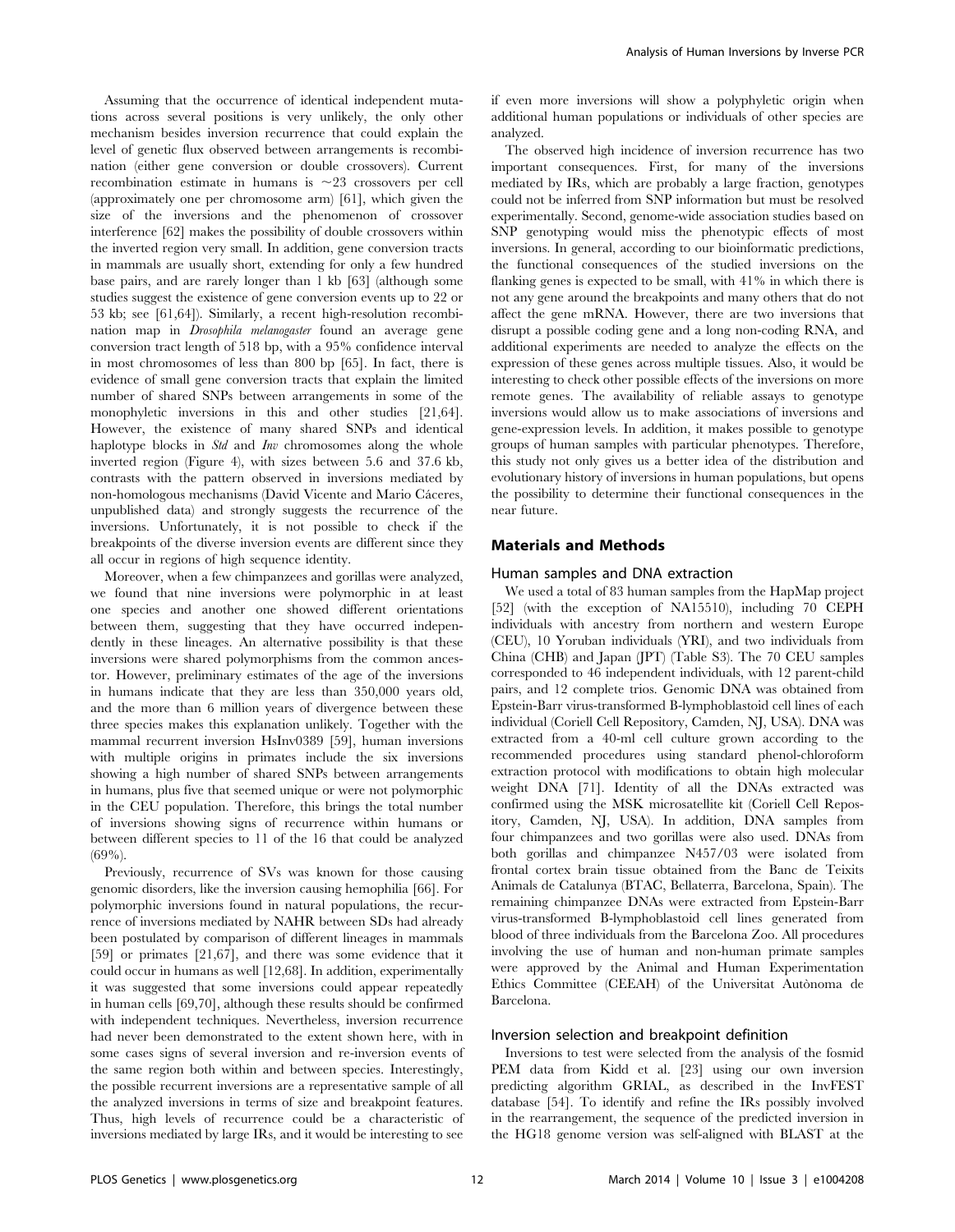Assuming that the occurrence of identical independent mutations across several positions is very unlikely, the only other mechanism besides inversion recurrence that could explain the level of genetic flux observed between arrangements is recombination (either gene conversion or double crossovers). Current recombination estimate in humans is ~23 crossovers per cell (approximately one per chromosome arm) [61], which given the size of the inversions and the phenomenon of crossover interference [62] makes the possibility of double crossovers within the inverted region very small. In addition, gene conversion tracts in mammals are usually short, extending for only a few hundred base pairs, and are rarely longer than 1 kb [63] (although some studies suggest the existence of gene conversion events up to 22 or 53 kb; see [61,64]). Similarly, a recent high-resolution recombination map in *Drosophila melanogaster* found an average gene conversion tract length of 518 bp, with a 95% confidence interval in most chromosomes of less than 800 bp [65]. In fact, there is evidence of small gene conversion tracts that explain the limited number of shared SNPs between arrangements in some of the monophyletic inversions in this and other studies [21,64]. However, the existence of many shared SNPs and identical haplotype blocks in *Std* and *Inv* chromosomes along the whole inverted region (Figure 4), with sizes between 5.6 and 37.6 kb, contrasts with the pattern observed in inversions mediated by non-homologous mechanisms (David Vicente and Mario Cáceres, unpublished data) and strongly suggests the recurrence of the inversions. Unfortunately, it is not possible to check if the breakpoints of the diverse inversion events are different since they all occur in regions of high sequence identity.

Moreover, when a few chimpanzees and gorillas were analyzed, we found that nine inversions were polymorphic in at least one species and another one showed different orientations between them, suggesting that they have occurred independently in these lineages. An alternative possibility is that these inversions were shared polymorphisms from the common ancestor. However, preliminary estimates of the age of the inversions in humans indicate that they are less than 350,000 years old, and the more than 6 million years of divergence between these three species makes this explanation unlikely. Together with the mammal recurrent inversion HsInv0389 [59], human inversions with multiple origins in primates include the six inversions showing a high number of shared SNPs between arrangements in humans, plus five that seemed unique or were not polymorphic in the CEU population. Therefore, this brings the total number of inversions showing signs of recurrence within humans or between different species to 11 of the 16 that could be analyzed (69%).

Previously, recurrence of SVs was known for those causing genomic disorders, like the inversion causing hemophilia [66]. For polymorphic inversions found in natural populations, the recurrence of inversions mediated by NAHR between SDs had already been postulated by comparison of different lineages in mammals [59] or primates [21,67], and there was some evidence that it could occur in humans as well [12,68]. In addition, experimentally it was suggested that some inversions could appear repeatedly in human cells [69,70], although these results should be confirmed with independent techniques. Nevertheless, inversion recurrence had never been demonstrated to the extent shown here, with in some cases signs of several inversion and re-inversion events of the same region both within and between species. Interestingly, the possible recurrent inversions are a representative sample of all the analyzed inversions in terms of size and breakpoint features. Thus, high levels of recurrence could be a characteristic of inversions mediated by large IRs, and it would be interesting to see if even more inversions will show a polyphyletic origin when additional human populations or individuals of other species are analyzed.

The observed high incidence of inversion recurrence has two important consequences. First, for many of the inversions mediated by IRs, which are probably a large fraction, genotypes could not be inferred from SNP information but must be resolved experimentally. Second, genome-wide association studies based on SNP genotyping would miss the phenotypic effects of most inversions. In general, according to our bioinformatic predictions, the functional consequences of the studied inversions on the flanking genes is expected to be small, with 41% in which there is not any gene around the breakpoints and many others that do not affect the gene mRNA. However, there are two inversions that disrupt a possible coding gene and a long non-coding RNA, and additional experiments are needed to analyze the effects on the expression of these genes across multiple tissues. Also, it would be interesting to check other possible effects of the inversions on more remote genes. The availability of reliable assays to genotype inversions would allow us to make associations of inversions and gene-expression levels. In addition, it makes possible to genotype groups of human samples with particular phenotypes. Therefore, this study not only gives us a better idea of the distribution and evolutionary history of inversions in human populations, but opens the possibility to determine their functional consequences in the near future.

## Materials and Methods

### Human samples and DNA extraction

We used a total of 83 human samples from the HapMap project [52] (with the exception of NA15510), including 70 CEPH individuals with ancestry from northern and western Europe (CEU), 10 Yoruban individuals (YRI), and two individuals from China (CHB) and Japan (JPT) (Table S3). The 70 CEU samples corresponded to 46 independent individuals, with 12 parent-child pairs, and 12 complete trios. Genomic DNA was obtained from Epstein-Barr virus-transformed B-lymphoblastoid cell lines of each individual (Coriell Cell Repository, Camden, NJ, USA). DNA was extracted from a 40-ml cell culture grown according to the recommended procedures using standard phenol-chloroform extraction protocol with modifications to obtain high molecular weight DNA [71]. Identity of all the DNAs extracted was confirmed using the MSK microsatellite kit (Coriell Cell Repository, Camden, NJ, USA). In addition, DNA samples from four chimpanzees and two gorillas were also used. DNAs from both gorillas and chimpanzee N457/03 were isolated from frontal cortex brain tissue obtained from the Banc de Teixits Animals de Catalunya (BTAC, Bellaterra, Barcelona, Spain). The remaining chimpanzee DNAs were extracted from Epstein-Barr virus-transformed B-lymphoblastoid cell lines generated from blood of three individuals from the Barcelona Zoo. All procedures involving the use of human and non-human primate samples were approved by the Animal and Human Experimentation Ethics Committee (CEEAH) of the Universitat Autònoma de Barcelona.

### Inversion selection and breakpoint definition

Inversions to test were selected from the analysis of the fosmid PEM data from Kidd et al. [23] using our own inversion predicting algorithm GRIAL, as described in the InvFEST database [54]. To identify and refine the IRs possibly involved in the rearrangement, the sequence of the predicted inversion in the HG18 genome version was self-aligned with BLAST at the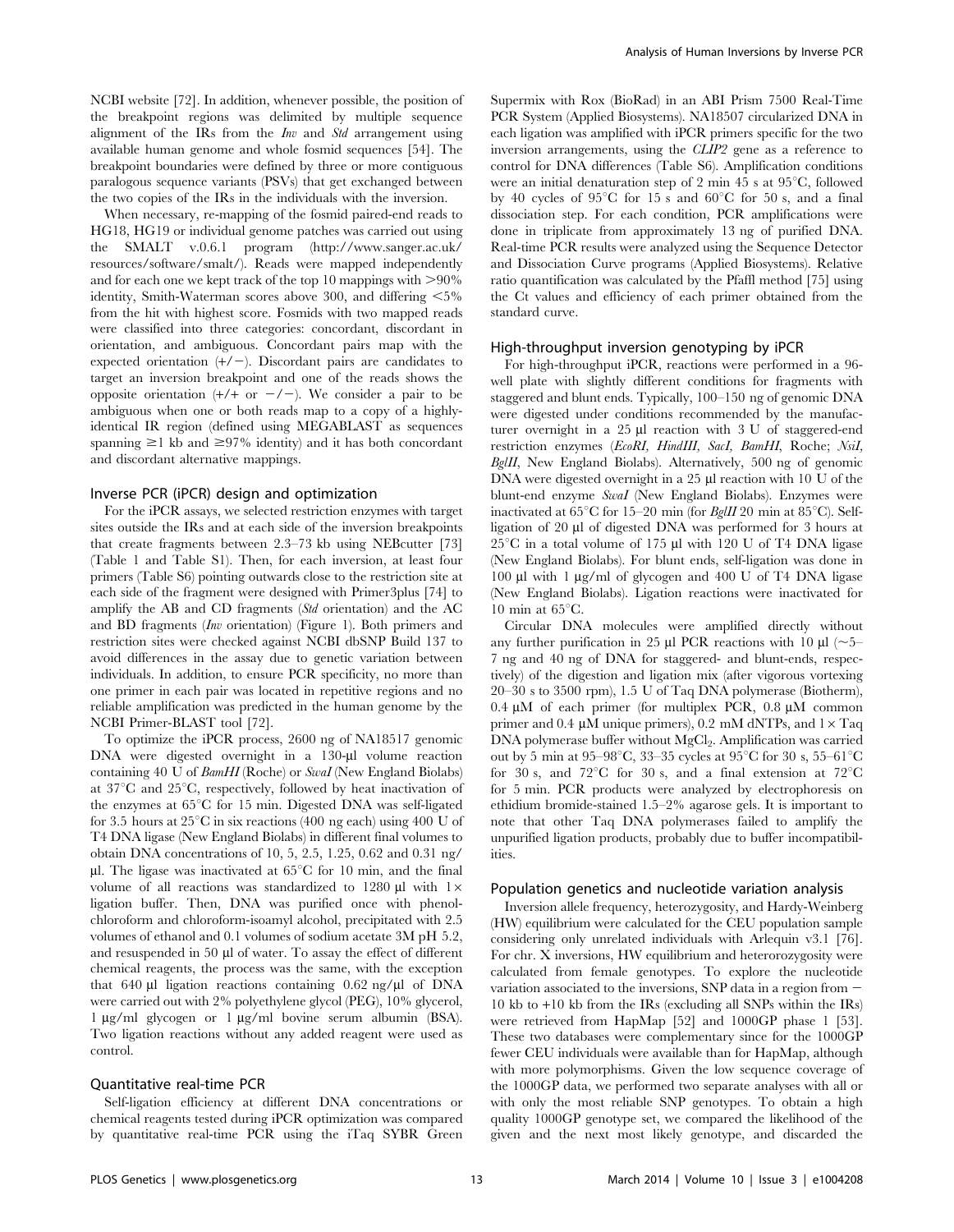NCBI website [72]. In addition, whenever possible, the position of the breakpoint regions was delimited by multiple sequence alignment of the IRs from the *Inv* and *Std* arrangement using available human genome and whole fosmid sequences [54]. The breakpoint boundaries were defined by three or more contiguous paralogous sequence variants (PSVs) that get exchanged between the two copies of the IRs in the individuals with the inversion.

When necessary, re-mapping of the fosmid paired-end reads to HG18, HG19 or individual genome patches was carried out using the SMALT v.0.6.1 program (http://www.sanger.ac.uk/resources/software/smalt/). Reads were mapped independently and for each one we kept track of the top 10 mappings with >90% identity, Smith-Waterman scores above 300, and differing <5% from the hit with highest score. Fosmids with two mapped reads were classified into three categories: concordant, discordant in orientation, and ambiguous. Concordant pairs map with the expected orientation (+/−). Discordant pairs are candidates to target an inversion breakpoint and one of the reads shows the opposite orientation (+/+ or −/−). We consider a pair to be ambiguous when one or both reads map to a copy of a highly-identical IR region (defined using MEGABLAST as sequences spanning ≥1 kb and ≥97% identity) and it has both concordant and discordant alternative mappings.

### Inverse PCR (iPCR) design and optimization

For the iPCR assays, we selected restriction enzymes with target sites outside the IRs and at each side of the inversion breakpoints that create fragments between 2.3–73 kb using NEBcutter [73] (Table 1 and Table S1). Then, for each inversion, at least four primers (Table S6) pointing outwards close to the restriction site at each side of the fragment were designed with Primer3plus [74] to amplify the AB and CD fragments (*Std* orientation) and the AC and BD fragments (*Inv* orientation) (Figure 1). Both primers and restriction sites were checked against NCBI dbSNP Build 137 to avoid differences in the assay due to genetic variation between individuals. In addition, to ensure PCR specificity, no more than one primer in each pair was located in repetitive regions and no reliable amplification was predicted in the human genome by the NCBI Primer-BLAST tool [72].

To optimize the iPCR process, 2600 ng of NA18517 genomic DNA were digested overnight in a 130-µl volume reaction containing 40 U of *BamHI* (Roche) or *SwaI* (New England Biolabs) at 37°C and 25°C, respectively, followed by heat inactivation of the enzymes at 65°C for 15 min. Digested DNA was self-ligated for 3.5 hours at 25°C in six reactions (400 ng each) using 400 U of T4 DNA ligase (New England Biolabs) in different final volumes to obtain DNA concentrations of 10, 5, 2.5, 1.25, 0.62 and 0.31 ng/µl. The ligase was inactivated at 65°C for 10 min, and the final volume of all reactions was standardized to 1280 µl with 1× ligation buffer. Then, DNA was purified once with phenol-chloroform and chloroform-isoamyl alcohol, precipitated with 2.5 volumes of ethanol and 0.1 volumes of sodium acetate 3M pH 5.2, and resuspended in 50 µl of water. To assay the effect of different chemical reagents, the process was the same, with the exception that 640 µl ligation reactions containing 0.62 ng/µl of DNA were carried out with 2% polyethylene glycol (PEG), 10% glycerol, 1 µg/ml glycogen or 1 µg/ml bovine serum albumin (BSA). Two ligation reactions without any added reagent were used as control.

### Quantitative real-time PCR

Self-ligation efficiency at different DNA concentrations or chemical reagents tested during iPCR optimization was compared by quantitative real-time PCR using the iTaq SYBR Green Supermix with Rox (BioRad) in an ABI Prism 7500 Real-Time PCR System (Applied Biosystems). NA18507 circularized DNA in each ligation was amplified with iPCR primers specific for the two inversion arrangements, using the *CLIP2* gene as a reference to control for DNA differences (Table S6). Amplification conditions were an initial denaturation step of 2 min 45 s at 95°C, followed by 40 cycles of 95°C for 15 s and 60°C for 50 s, and a final dissociation step. For each condition, PCR amplifications were done in triplicate from approximately 13 ng of purified DNA. Real-time PCR results were analyzed using the Sequence Detector and Dissociation Curve programs (Applied Biosystems). Relative ratio quantification was calculated by the Pfaffl method [75] using the Ct values and efficiency of each primer obtained from the standard curve.

### High-throughput inversion genotyping by iPCR

For high-throughput iPCR, reactions were performed in a 96-well plate with slightly different conditions for fragments with staggered and blunt ends. Typically, 100–150 ng of genomic DNA were digested under conditions recommended by the manufacturer overnight in a 25 µl reaction with 3 U of staggered-end restriction enzymes (*EcoRI, HindIII, SacI, BamHI*, Roche; *NsiI, BglII*, New England Biolabs). Alternatively, 500 ng of genomic DNA were digested overnight in a 25 µl reaction with 10 U of the blunt-end enzyme *SwaI* (New England Biolabs). Enzymes were inactivated at 65°C for 15–20 min (for *BglII* 20 min at 85°C). Self-ligation of 20 µl of digested DNA was performed for 3 hours at 25°C in a total volume of 175 µl with 120 U of T4 DNA ligase (New England Biolabs). For blunt ends, self-ligation was done in 100 µl with 1 µg/ml of glycogen and 400 U of T4 DNA ligase (New England Biolabs). Ligation reactions were inactivated for 10 min at 65°C.

Circular DNA molecules were amplified directly without any further purification in 25 µl PCR reactions with 10 µl (~5–7 ng and 40 ng of DNA for staggered- and blunt-ends, respectively) of the digestion and ligation mix (after vigorous vortexing 20–30 s to 3500 rpm), 1.5 U of Taq DNA polymerase (Biotherm), 0.4 µM of each primer (for multiplex PCR, 0.8 µM common primer and 0.4 µM unique primers), 0.2 mM dNTPs, and 1× Taq DNA polymerase buffer without $MgCl_2$. Amplification was carried out by 5 min at 95–98°C, 33–35 cycles at 95°C for 30 s, 55–61°C for 30 s, and 72°C for 30 s, and a final extension at 72°C for 5 min. PCR products were analyzed by electrophoresis on ethidium bromide-stained 1.5–2% agarose gels. It is important to note that other Taq DNA polymerases failed to amplify the unpurified ligation products, probably due to buffer incompatibilities.

### Population genetics and nucleotide variation analysis

Inversion allele frequency, heterozygosity, and Hardy-Weinberg (HW) equilibrium were calculated for the CEU population sample considering only unrelated individuals with Arlequin v3.1 [76]. For chr. X inversions, HW equilibrium and heterorozygosity were calculated from female genotypes. To explore the nucleotide variation associated to the inversions, SNP data in a region from −10 kb to +10 kb from the IRs (excluding all SNPs within the IRs) were retrieved from HapMap [52] and 1000GP phase 1 [53]. These two databases were complementary since for the 1000GP fewer CEU individuals were available than for HapMap, although with more polymorphisms. Given the low sequence coverage of the 1000GP data, we performed two separate analyses with all or with only the most reliable SNP genotypes. To obtain a high quality 1000GP genotype set, we compared the likelihood of the given and the next most likely genotype, and discarded the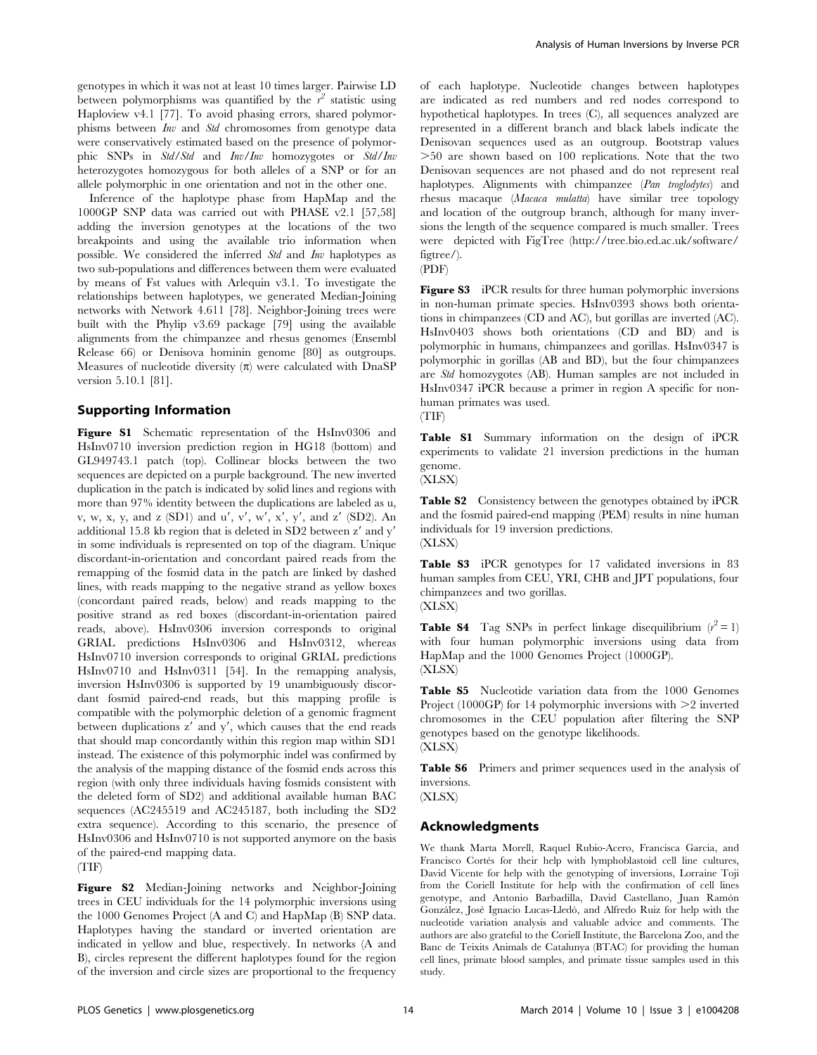genotypes in which it was not at least 10 times larger. Pairwise LD between polymorphisms was quantified by the $r^2$ statistic using Haploview v4.1 [77]. To avoid phasing errors, shared polymorphisms between *Inv* and *Std* chromosomes from genotype data were conservatively estimated based on the presence of polymorphic SNPs in *Std*/*Std* and *Inv*/*Inv* homozygotes or *Std*/*Inv* heterozygotes homozygous for both alleles of a SNP or for an allele polymorphic in one orientation and not in the other one.

Inference of the haplotype phase from HapMap and the 1000GP SNP data was carried out with PHASE v2.1 [57,58] adding the inversion genotypes at the locations of the two breakpoints and using the available trio information when possible. We considered the inferred *Std* and *Inv* haplotypes as two sub-populations and differences between them were evaluated by means of Fst values with Arlequin v3.1. To investigate the relationships between haplotypes, we generated Median-Joining networks with Network 4.611 [78]. Neighbor-Joining trees were built with the Phylip v3.69 package [79] using the available alignments from the chimpanzee and rhesus genomes (Ensembl Release 66) or Denisova hominin genome [80] as outgroups. Measures of nucleotide diversity (π) were calculated with DnaSP version 5.10.1 [81].

## Supporting Information

**Figure S1** Schematic representation of the HsInv0306 and HsInv0710 inversion prediction region in HG18 (bottom) and GL949743.1 patch (top). Collinear blocks between the two sequences are depicted on a purple background. The new inverted duplication in the patch is indicated by solid lines and regions with more than 97% identity between the duplications are labeled as u, v, w, x, y, and z (SD1) and u′, v′, w′, x′, y′, and z′ (SD2). An additional 15.8 kb region that is deleted in SD2 between z′ and y′ in some individuals is represented on top of the diagram. Unique discordant-in-orientation and concordant paired reads from the remapping of the fosmid data in the patch are linked by dashed lines, with reads mapping to the negative strand as yellow boxes (concordant paired reads, below) and reads mapping to the positive strand as red boxes (discordant-in-orientation paired reads, above). HsInv0306 inversion corresponds to original GRIAL predictions HsInv0306 and HsInv0312, whereas HsInv0710 inversion corresponds to original GRIAL predictions HsInv0710 and HsInv0311 [54]. In the remapping analysis, inversion HsInv0306 is supported by 19 unambiguously discordant fosmid paired-end reads, but this mapping profile is compatible with the polymorphic deletion of a genomic fragment between duplications z′ and y′, which causes that the end reads that should map concordantly within this region map within SD1 instead. The existence of this polymorphic indel was confirmed by the analysis of the mapping distance of the fosmid ends across this region (with only three individuals having fosmids consistent with the deleted form of SD2) and additional available human BAC sequences (AC245519 and AC245187, both including the SD2 extra sequence). According to this scenario, the presence of HsInv0306 and HsInv0710 is not supported anymore on the basis of the paired-end mapping data.
(TIF)

**Figure S2** Median-Joining networks and Neighbor-Joining trees in CEU individuals for the 14 polymorphic inversions using the 1000 Genomes Project (A and C) and HapMap (B) SNP data. Haplotypes having the standard or inverted orientation are indicated in yellow and blue, respectively. In networks (A and B), circles represent the different haplotypes found for the region of the inversion and circle sizes are proportional to the frequency of each haplotype. Nucleotide changes between haplotypes are indicated as red numbers and red nodes correspond to hypothetical haplotypes. In trees (C), all sequences analyzed are represented in a different branch and black labels indicate the Denisovan sequences used as an outgroup. Bootstrap values >50 are shown based on 100 replications. Note that the two Denisovan sequences are not phased and do not represent real haplotypes. Alignments with chimpanzee (*Pan troglodytes*) and rhesus macaque (*Macaca mulatta*) have similar tree topology and location of the outgroup branch, although for many inversions the length of the sequence compared is much smaller. Trees were depicted with FigTree (http://tree.bio.ed.ac.uk/software/figtree/).
(PDF)

**Figure S3** iPCR results for three human polymorphic inversions in non-human primate species. HsInv0393 shows both orientations in chimpanzees (CD and AC), but gorillas are inverted (AC). HsInv0403 shows both orientations (CD and BD) and is polymorphic in humans, chimpanzees and gorillas. HsInv0347 is polymorphic in gorillas (AB and BD), but the four chimpanzees are *Std* homozygotes (AB). Human samples are not included in HsInv0347 iPCR because a primer in region A specific for non-human primates was used.
(TIF)

**Table S1** Summary information on the design of iPCR experiments to validate 21 inversion predictions in the human genome.
(XLSX)

**Table S2** Consistency between the genotypes obtained by iPCR and the fosmid paired-end mapping (PEM) results in nine human individuals for 19 inversion predictions.
(XLSX)

**Table S3** iPCR genotypes for 17 validated inversions in 83 human samples from CEU, YRI, CHB and JPT populations, four chimpanzees and two gorillas.
(XLSX)

**Table S4** Tag SNPs in perfect linkage disequilibrium ($r^2 = 1$) with four human polymorphic inversions using data from HapMap and the 1000 Genomes Project (1000GP).
(XLSX)

**Table S5** Nucleotide variation data from the 1000 Genomes Project (1000GP) for 14 polymorphic inversions with >2 inverted chromosomes in the CEU population after filtering the SNP genotypes based on the genotype likelihoods.
(XLSX)

**Table S6** Primers and primer sequences used in the analysis of inversions.
(XLSX)

## Acknowledgments

We thank Marta Morell, Raquel Rubio-Acero, Francisca Garcia, and Francisco Cortés for their help with lymphoblastoid cell line cultures, David Vicente for help with the genotyping of inversions, Lorraine Toji from the Coriell Institute for help with the confirmation of cell lines genotype, and Antonio Barbadilla, David Castellano, Juan Ramón González, José Ignacio Lucas-Lledó, and Alfredo Ruiz for help with the nucleotide variation analysis and valuable advice and comments. The authors are also grateful to the Coriell Institute, the Barcelona Zoo, and the Banc de Teixits Animals de Catalunya (BTAC) for providing the human cell lines, primate blood samples, and primate tissue samples used in this study.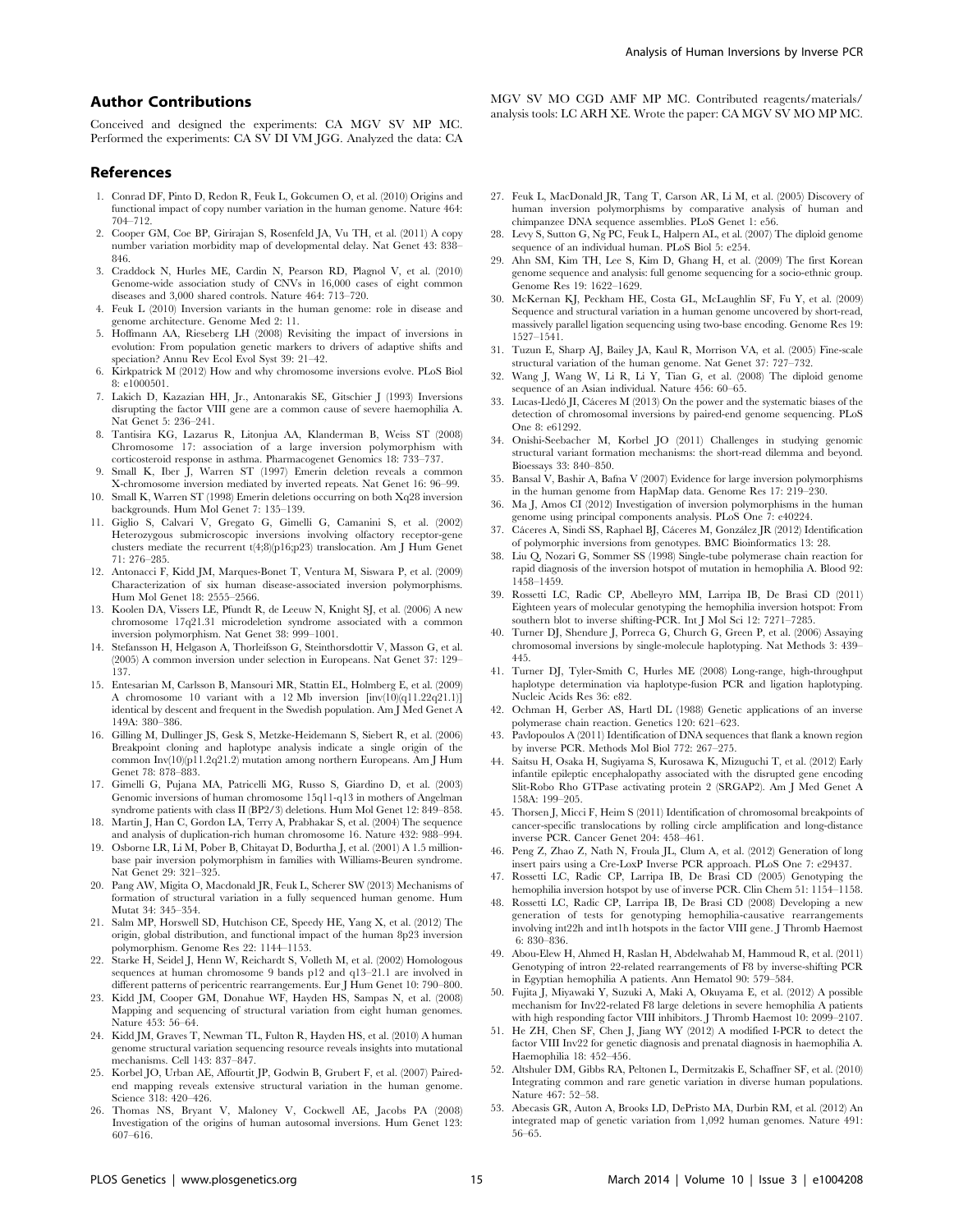## Author Contributions

Conceived and designed the experiments: CA MGV SV MP MC. Performed the experiments: CA SV DI VM JGG. Analyzed the data: CA MGV SV MO CGD AMF MP MC. Contributed reagents/materials/analysis tools: LC ARH XE. Wrote the paper: CA MGV SV MO MP MC.

## References

1. Conrad DF, Pinto D, Redon R, Feuk L, Gokcumen O, et al. (2010) Origins and functional impact of copy number variation in the human genome. Nature 464: 704–712.
2. Cooper GM, Coe BP, Girirajan S, Rosenfeld JA, Vu TH, et al. (2011) A copy number variation morbidity map of developmental delay. Nat Genet 43: 838–846.
3. Craddock N, Hurles ME, Cardin N, Pearson RD, Plagnol V, et al. (2010) Genome-wide association study of CNVs in 16,000 cases of eight common diseases and 3,000 shared controls. Nature 464: 713–720.
4. Feuk L (2010) Inversion variants in the human genome: role in disease and genome architecture. Genome Med 2: 11.
5. Hoffmann AA, Rieseberg LH (2008) Revisiting the impact of inversions in evolution: From population genetic markers to drivers of adaptive shifts and speciation? Annu Rev Ecol Evol Syst 39: 21–42.
6. Kirkpatrick M (2012) How and why chromosome inversions evolve. PLoS Biol 8: e1000501.
7. Lakich D, Kazazian HH, Jr., Antonarakis SE, Gitschier J (1993) Inversions disrupting the factor VIII gene are a common cause of severe haemophilia A. Nat Genet 5: 236–241.
8. Tantisira KG, Lazarus R, Litonjua AA, Klanderman B, Weiss ST (2008) Chromosome 17: association of a large inversion polymorphism with corticosteroid response in asthma. Pharmacogenet Genomics 18: 733–737.
9. Small K, Iber J, Warren ST (1997) Emerin deletion reveals a common X-chromosome inversion mediated by inverted repeats. Nat Genet 16: 96–99.
10. Small K, Warren ST (1998) Emerin deletions occurring on both Xq28 inversion backgrounds. Hum Mol Genet 7: 135–139.
11. Giglio S, Calvari V, Gregato G, Gimelli G, Camanini S, et al. (2002) Heterozygous submicroscopic inversions involving olfactory receptor-gene clusters mediate the recurrent t(4;8)(p16;p23) translocation. Am J Hum Genet 71: 276–285.
12. Antonacci F, Kidd JM, Marques-Bonet T, Ventura M, Siswara P, et al. (2009) Characterization of six human disease-associated inversion polymorphisms. Hum Mol Genet 18: 2555–2566.
13. Koolen DA, Vissers LE, Pfundt R, de Leeuw N, Knight SJ, et al. (2006) A new chromosome 17q21.31 microdeletion syndrome associated with a common inversion polymorphism. Nat Genet 38: 999–1001.
14. Stefansson H, Helgason A, Thorleifsson G, Steinthorsdottir V, Masson G, et al. (2005) A common inversion under selection in Europeans. Nat Genet 37: 129–137.
15. Entesarian M, Carlsson B, Mansouri MR, Stattin EL, Holmberg E, et al. (2009) A chromosome 10 variant with a 12 Mb inversion [inv(10)(q11.22q21.1)] identical by descent and frequent in the Swedish population. Am J Med Genet A 149A: 380–386.
16. Gilling M, Dullinger JS, Gesk S, Metzke-Heidemann S, Siebert R, et al. (2006) Breakpoint cloning and haplotype analysis indicate a single origin of the common Inv(10)(p11.2q21.2) mutation among northern Europeans. Am J Hum Genet 78: 878–883.
17. Gimelli G, Pujana MA, Patricelli MG, Russo S, Giardino D, et al. (2003) Genomic inversions of human chromosome 15q11-q13 in mothers of Angelman syndrome patients with class II (BP2/3) deletions. Hum Mol Genet 12: 849–858.
18. Martin J, Han C, Gordon LA, Terry A, Prabhakar S, et al. (2004) The sequence and analysis of duplication-rich human chromosome 16. Nature 432: 988–994.
19. Osborne LR, Li M, Pober B, Chitayat D, Bodurtha J, et al. (2001) A 1.5 million-base pair inversion polymorphism in families with Williams-Beuren syndrome. Nat Genet 29: 321–325.
20. Pang AW, Migita O, Macdonald JR, Feuk L, Scherer SW (2013) Mechanisms of formation of structural variation in a fully sequenced human genome. Hum Mutat 34: 345–354.
21. Salm MP, Horswell SD, Hutchison CE, Speedy HE, Yang X, et al. (2012) The origin, global distribution, and functional impact of the human 8p23 inversion polymorphism. Genome Res 22: 1144–1153.
22. Starke H, Seidel J, Henn W, Reichardt S, Volleth M, et al. (2002) Homologous sequences at human chromosome 9 bands p12 and q13–21.1 are involved in different patterns of pericentric rearrangements. Eur J Hum Genet 10: 790–800.
23. Kidd JM, Cooper GM, Donahue WF, Hayden HS, Sampas N, et al. (2008) Mapping and sequencing of structural variation from eight human genomes. Nature 453: 56–64.
24. Kidd JM, Graves T, Newman TL, Fulton R, Hayden HS, et al. (2010) A human genome structural variation sequencing resource reveals insights into mutational mechanisms. Cell 143: 837–847.
25. Korbel JO, Urban AE, Affourtit JP, Godwin B, Grubert F, et al. (2007) Paired-end mapping reveals extensive structural variation in the human genome. Science 318: 420–426.
26. Thomas NS, Bryant V, Maloney V, Cockwell AE, Jacobs PA (2008) Investigation of the origins of human autosomal inversions. Hum Genet 123: 607–616.
27. Feuk L, MacDonald JR, Tang T, Carson AR, Li M, et al. (2005) Discovery of human inversion polymorphisms by comparative analysis of human and chimpanzee DNA sequence assemblies. PLoS Genet 1: e56.
28. Levy S, Sutton G, Ng PC, Feuk L, Halpern AL, et al. (2007) The diploid genome sequence of an individual human. PLoS Biol 5: e254.
29. Ahn SM, Kim TH, Lee S, Kim D, Ghang H, et al. (2009) The first Korean genome sequence and analysis: full genome sequencing for a socio-ethnic group. Genome Res 19: 1622–1629.
30. McKernan KJ, Peckham HE, Costa GL, McLaughlin SF, Fu Y, et al. (2009) Sequence and structural variation in a human genome uncovered by short-read, massively parallel ligation sequencing using two-base encoding. Genome Res 19: 1527–1541.
31. Tuzun E, Sharp AJ, Bailey JA, Kaul R, Morrison VA, et al. (2005) Fine-scale structural variation of the human genome. Nat Genet 37: 727–732.
32. Wang J, Wang W, Li R, Li Y, Tian G, et al. (2008) The diploid genome sequence of an Asian individual. Nature 456: 60–65.
33. Lucas-Lledó JI, Cáceres M (2013) On the power and the systematic biases of the detection of chromosomal inversions by paired-end genome sequencing. PLoS One 8: e61292.
34. Onishi-Seebacher M, Korbel JO (2011) Challenges in studying genomic structural variant formation mechanisms: the short-read dilemma and beyond. Bioessays 33: 840–850.
35. Bansal V, Bashir A, Bafna V (2007) Evidence for large inversion polymorphisms in the human genome from HapMap data. Genome Res 17: 219–230.
36. Ma J, Amos CI (2012) Investigation of inversion polymorphisms in the human genome using principal components analysis. PLoS One 7: e40224.
37. Cáceres A, Sindi SS, Raphael BJ, Cáceres M, González JR (2012) Identification of polymorphic inversions from genotypes. BMC Bioinformatics 13: 28.
38. Liu Q, Nozari G, Sommer SS (1998) Single-tube polymerase chain reaction for rapid diagnosis of the inversion hotspot of mutation in hemophilia A. Blood 92: 1458–1459.
39. Rossetti LC, Radic CP, Abelleyro MM, Larripa IB, De Brasi CD (2011) Eighteen years of molecular genotyping the hemophilia inversion hotspot: From southern blot to inverse shifting-PCR. Int J Mol Sci 12: 7271–7285.
40. Turner DJ, Shendure J, Porreca G, Church G, Green P, et al. (2006) Assaying chromosomal inversions by single-molecule haplotyping. Nat Methods 3: 439–445.
41. Turner DJ, Tyler-Smith C, Hurles ME (2008) Long-range, high-throughput haplotype determination via haplotype-fusion PCR and ligation haplotyping. Nucleic Acids Res 36: e82.
42. Ochman H, Gerber AS, Hartl DL (1988) Genetic applications of an inverse polymerase chain reaction. Genetics 120: 621–623.
43. Pavlopoulos A (2011) Identification of DNA sequences that flank a known region by inverse PCR. Methods Mol Biol 772: 267–275.
44. Saitsu H, Osaka H, Sugiyama S, Kurosawa K, Mizuguchi T, et al. (2012) Early infantile epileptic encephalopathy associated with the disrupted gene encoding Slit-Robo Rho GTPase activating protein 2 (SRGAP2). Am J Med Genet A 158A: 199–205.
45. Thorsen J, Micci F, Heim S (2011) Identification of chromosomal breakpoints of cancer-specific translocations by rolling circle amplification and long-distance inverse PCR. Cancer Genet 204: 458–461.
46. Peng Z, Zhao Z, Nath N, Froula JL, Clum A, et al. (2012) Generation of long insert pairs using a Cre-LoxP Inverse PCR approach. PLoS One 7: e29437.
47. Rossetti LC, Radic CP, Larripa IB, De Brasi CD (2005) Genotyping the hemophilia inversion hotspot by use of inverse PCR. Clin Chem 51: 1154–1158.
48. Rossetti LC, Radic CP, Larripa IB, De Brasi CD (2008) Developing a new generation of tests for genotyping hemophilia-causative rearrangements involving int22h and int1h hotspots in the factor VIII gene. J Thromb Haemost 6: 830–836.
49. Abou-Elew H, Ahmed H, Raslan H, Abdelwahab M, Hammoud R, et al. (2011) Genotyping of intron 22-related rearrangements of F8 by inverse-shifting PCR in Egyptian hemophilia A patients. Ann Hematol 90: 579–584.
50. Fujita J, Miyawaki Y, Suzuki A, Maki A, Okuyama E, et al. (2012) A possible mechanism for Inv22-related F8 large deletions in severe hemophilia A patients with high responding factor VIII inhibitors. J Thromb Haemost 10: 2099–2107.
51. He ZH, Chen SF, Chen J, Jiang WY (2012) A modified I-PCR to detect the factor VIII Inv22 for genetic diagnosis and prenatal diagnosis in haemophilia A. Haemophilia 18: 452–456.
52. Altshuler DM, Gibbs RA, Peltonen L, Dermitzakis E, Schaffner SF, et al. (2010) Integrating common and rare genetic variation in diverse human populations. Nature 467: 52–58.
53. Abecasis GR, Auton A, Brooks LD, DePristo MA, Durbin RM, et al. (2012) An integrated map of genetic variation from 1,092 human genomes. Nature 491: 56–65.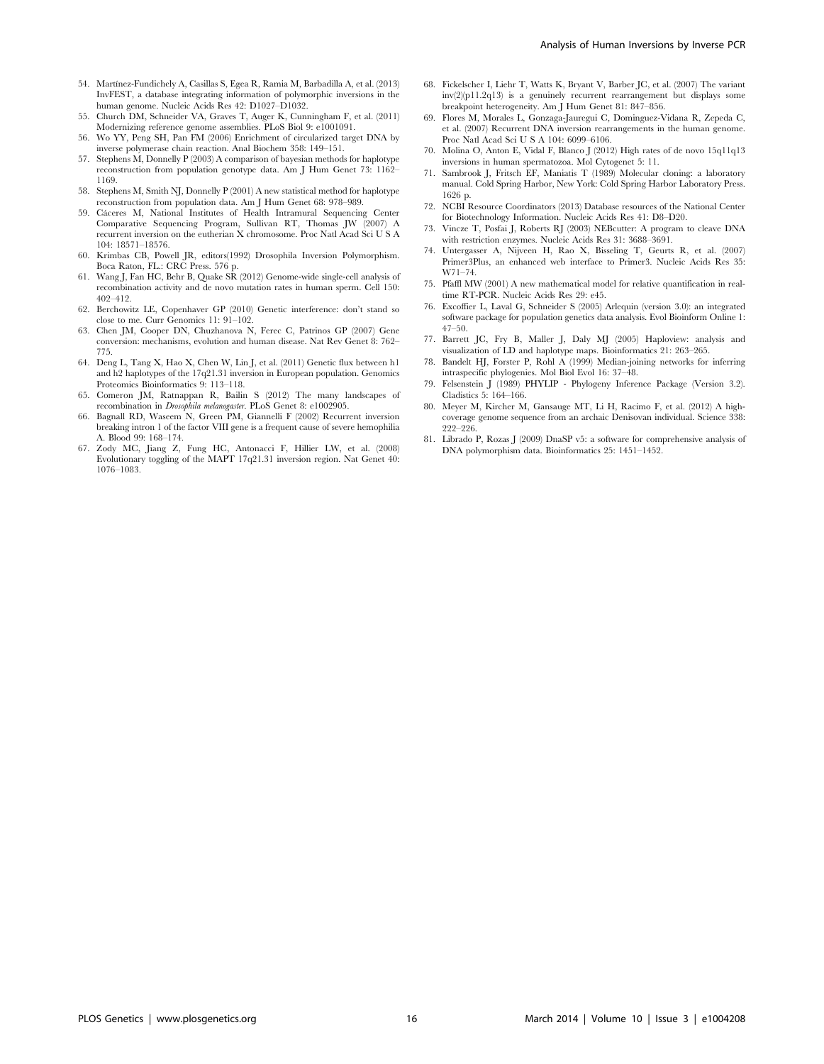54. Martínez-Fundichely A, Casillas S, Egea R, Ramia M, Barbadilla A, et al. (2013) InvFEST, a database integrating information of polymorphic inversions in the human genome. Nucleic Acids Res 42: D1027–D1032.
55. Church DM, Schneider VA, Graves T, Auger K, Cunningham F, et al. (2011) Modernizing reference genome assemblies. PLoS Biol 9: e1001091.
56. Wo YY, Peng SH, Pan FM (2006) Enrichment of circularized target DNA by inverse polymerase chain reaction. Anal Biochem 358: 149–151.
57. Stephens M, Donnelly P (2003) A comparison of bayesian methods for haplotype reconstruction from population genotype data. Am J Hum Genet 73: 1162–1169.
58. Stephens M, Smith NJ, Donnelly P (2001) A new statistical method for haplotype reconstruction from population data. Am J Hum Genet 68: 978–989.
59. Cáceres M, National Institutes of Health Intramural Sequencing Center Comparative Sequencing Program, Sullivan RT, Thomas JW (2007) A recurrent inversion on the eutherian X chromosome. Proc Natl Acad Sci U S A 104: 18571–18576.
60. Krimbas CB, Powell JR, editors(1992) Drosophila Inversion Polymorphism. Boca Raton, FL.: CRC Press. 576 p.
61. Wang J, Fan HC, Behr B, Quake SR (2012) Genome-wide single-cell analysis of recombination activity and de novo mutation rates in human sperm. Cell 150: 402–412.
62. Berchowitz LE, Copenhaver GP (2010) Genetic interference: don't stand so close to me. Curr Genomics 11: 91–102.
63. Chen JM, Cooper DN, Chuzhanova N, Ferec C, Patrinos GP (2007) Gene conversion: mechanisms, evolution and human disease. Nat Rev Genet 8: 762–775.
64. Deng L, Tang X, Hao X, Chen W, Lin J, et al. (2011) Genetic flux between h1 and h2 haplotypes of the 17q21.31 inversion in European population. Genomics Proteomics Bioinformatics 9: 113–118.
65. Comeron JM, Ratnappan R, Bailin S (2012) The many landscapes of recombination in *Drosophila melanogaster*. PLoS Genet 8: e1002905.
66. Bagnall RD, Waseem N, Green PM, Giannelli F (2002) Recurrent inversion breaking intron 1 of the factor VIII gene is a frequent cause of severe hemophilia A. Blood 99: 168–174.
67. Zody MC, Jiang Z, Fung HC, Antonacci F, Hillier LW, et al. (2008) Evolutionary toggling of the MAPT 17q21.31 inversion region. Nat Genet 40: 1076–1083.
68. Fickelscher I, Liehr T, Watts K, Bryant V, Barber JC, et al. (2007) The variant inv(2)(p11.2q13) is a genuinely recurrent rearrangement but displays some breakpoint heterogeneity. Am J Hum Genet 81: 847–856.
69. Flores M, Morales L, Gonzaga-Jauregui C, Dominguez-Vidana R, Zepeda C, et al. (2007) Recurrent DNA inversion rearrangements in the human genome. Proc Natl Acad Sci U S A 104: 6099–6106.
70. Molina O, Anton E, Vidal F, Blanco J (2012) High rates of de novo 15q11q13 inversions in human spermatozoa. Mol Cytogenet 5: 11.
71. Sambrook J, Fritsch EF, Maniatis T (1989) Molecular cloning: a laboratory manual. Cold Spring Harbor, New York: Cold Spring Harbor Laboratory Press. 1626 p.
72. NCBI Resource Coordinators (2013) Database resources of the National Center for Biotechnology Information. Nucleic Acids Res 41: D8–D20.
73. Vincze T, Posfai J, Roberts RJ (2003) NEBcutter: A program to cleave DNA with restriction enzymes. Nucleic Acids Res 31: 3688–3691.
74. Untergasser A, Nijveen H, Rao X, Bisseling T, Geurts R, et al. (2007) Primer3Plus, an enhanced web interface to Primer3. Nucleic Acids Res 35: W71–74.
75. Pfaffl MW (2001) A new mathematical model for relative quantification in real-time RT-PCR. Nucleic Acids Res 29: e45.
76. Excoffier L, Laval G, Schneider S (2005) Arlequin (version 3.0): an integrated software package for population genetics data analysis. Evol Bioinform Online 1: 47–50.
77. Barrett JC, Fry B, Maller J, Daly MJ (2005) Haploview: analysis and visualization of LD and haplotype maps. Bioinformatics 21: 263–265.
78. Bandelt HJ, Forster P, Rohl A (1999) Median-joining networks for inferring intraspecific phylogenies. Mol Biol Evol 16: 37–48.
79. Felsenstein J (1989) PHYLIP - Phylogeny Inference Package (Version 3.2). Cladistics 5: 164–166.
80. Meyer M, Kircher M, Gansauge MT, Li H, Racimo F, et al. (2012) A high-coverage genome sequence from an archaic Denisovan individual. Science 338: 222–226.
81. Librado P, Rozas J (2009) DnaSP v5: a software for comprehensive analysis of DNA polymorphism data. Bioinformatics 25: 1451–1452.